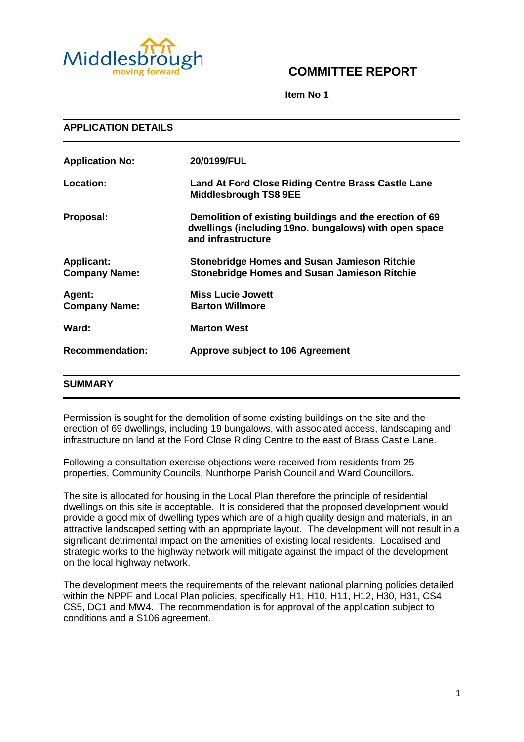Middlesbrough
moving forward

# COMMITTEE REPORT

**Item No 1**

## APPLICATION DETAILS

| | |
|---|---|
| **Application No:** | **20/0199/FUL** |
| **Location:** | **Land At Ford Close Riding Centre Brass Castle Lane Middlesbrough TS8 9EE** |
| **Proposal:** | **Demolition of existing buildings and the erection of 69 dwellings (including 19no. bungalows) with open space and infrastructure** |
| **Applicant:** | **Stonebridge Homes and Susan Jamieson Ritchie** |
| **Company Name:** | **Stonebridge Homes and Susan Jamieson Ritchie** |
| **Agent:** | **Miss Lucie Jowett** |
| **Company Name:** | **Barton Willmore** |
| **Ward:** | **Marton West** |
| **Recommendation:** | **Approve subject to 106 Agreement** |

## SUMMARY

Permission is sought for the demolition of some existing buildings on the site and the erection of 69 dwellings, including 19 bungalows, with associated access, landscaping and infrastructure on land at the Ford Close Riding Centre to the east of Brass Castle Lane.

Following a consultation exercise objections were received from residents from 25 properties, Community Councils, Nunthorpe Parish Council and Ward Councillors.

The site is allocated for housing in the Local Plan therefore the principle of residential dwellings on this site is acceptable. It is considered that the proposed development would provide a good mix of dwelling types which are of a high quality design and materials, in an attractive landscaped setting with an appropriate layout. The development will not result in a significant detrimental impact on the amenities of existing local residents. Localised and strategic works to the highway network will mitigate against the impact of the development on the local highway network.

The development meets the requirements of the relevant national planning policies detailed within the NPPF and Local Plan policies, specifically H1, H10, H11, H12, H30, H31, CS4, CS5, DC1 and MW4. The recommendation is for approval of the application subject to conditions and a S106 agreement.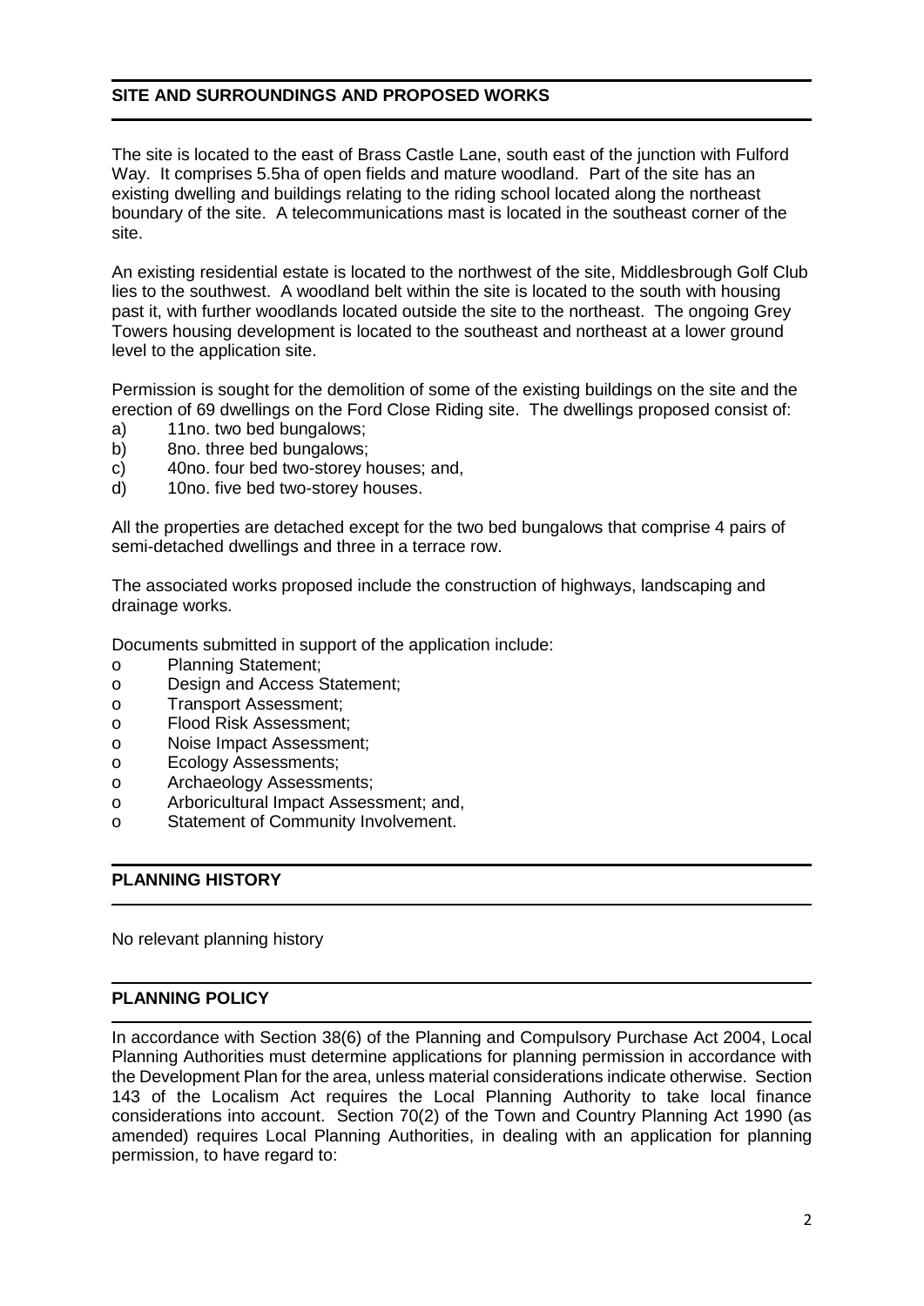## SITE AND SURROUNDINGS AND PROPOSED WORKS

The site is located to the east of Brass Castle Lane, south east of the junction with Fulford Way. It comprises 5.5ha of open fields and mature woodland. Part of the site has an existing dwelling and buildings relating to the riding school located along the northeast boundary of the site. A telecommunications mast is located in the southeast corner of the site.

An existing residential estate is located to the northwest of the site, Middlesbrough Golf Club lies to the southwest. A woodland belt within the site is located to the south with housing past it, with further woodlands located outside the site to the northeast. The ongoing Grey Towers housing development is located to the southeast and northeast at a lower ground level to the application site.

Permission is sought for the demolition of some of the existing buildings on the site and the erection of 69 dwellings on the Ford Close Riding site. The dwellings proposed consist of:

a) 11no. two bed bungalows;
b) 8no. three bed bungalows;
c) 40no. four bed two-storey houses; and,
d) 10no. five bed two-storey houses.

All the properties are detached except for the two bed bungalows that comprise 4 pairs of semi-detached dwellings and three in a terrace row.

The associated works proposed include the construction of highways, landscaping and drainage works.

Documents submitted in support of the application include:

- Planning Statement;
- Design and Access Statement;
- Transport Assessment;
- Flood Risk Assessment;
- Noise Impact Assessment;
- Ecology Assessments;
- Archaeology Assessments;
- Arboricultural Impact Assessment; and,
- Statement of Community Involvement.

## PLANNING HISTORY

No relevant planning history

## PLANNING POLICY

In accordance with Section 38(6) of the Planning and Compulsory Purchase Act 2004, Local Planning Authorities must determine applications for planning permission in accordance with the Development Plan for the area, unless material considerations indicate otherwise. Section 143 of the Localism Act requires the Local Planning Authority to take local finance considerations into account. Section 70(2) of the Town and Country Planning Act 1990 (as amended) requires Local Planning Authorities, in dealing with an application for planning permission, to have regard to: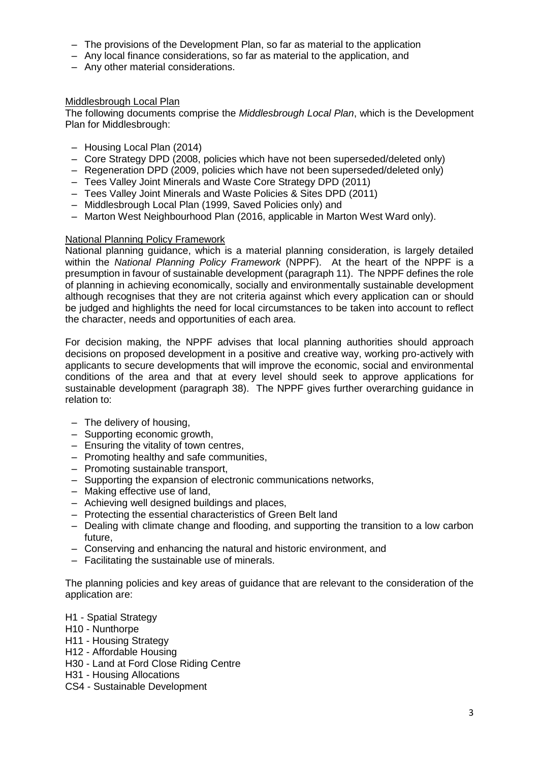- The provisions of the Development Plan, so far as material to the application
- Any local finance considerations, so far as material to the application, and
- Any other material considerations.

Middlesbrough Local Plan

The following documents comprise the *Middlesbrough Local Plan*, which is the Development Plan for Middlesbrough:

- Housing Local Plan (2014)
- Core Strategy DPD (2008, policies which have not been superseded/deleted only)
- Regeneration DPD (2009, policies which have not been superseded/deleted only)
- Tees Valley Joint Minerals and Waste Core Strategy DPD (2011)
- Tees Valley Joint Minerals and Waste Policies & Sites DPD (2011)
- Middlesbrough Local Plan (1999, Saved Policies only) and
- Marton West Neighbourhood Plan (2016, applicable in Marton West Ward only).

National Planning Policy Framework

National planning guidance, which is a material planning consideration, is largely detailed within the *National Planning Policy Framework* (NPPF). At the heart of the NPPF is a presumption in favour of sustainable development (paragraph 11). The NPPF defines the role of planning in achieving economically, socially and environmentally sustainable development although recognises that they are not criteria against which every application can or should be judged and highlights the need for local circumstances to be taken into account to reflect the character, needs and opportunities of each area.

For decision making, the NPPF advises that local planning authorities should approach decisions on proposed development in a positive and creative way, working pro-actively with applicants to secure developments that will improve the economic, social and environmental conditions of the area and that at every level should seek to approve applications for sustainable development (paragraph 38). The NPPF gives further overarching guidance in relation to:

- The delivery of housing,
- Supporting economic growth,
- Ensuring the vitality of town centres,
- Promoting healthy and safe communities,
- Promoting sustainable transport,
- Supporting the expansion of electronic communications networks,
- Making effective use of land,
- Achieving well designed buildings and places,
- Protecting the essential characteristics of Green Belt land
- Dealing with climate change and flooding, and supporting the transition to a low carbon future,
- Conserving and enhancing the natural and historic environment, and
- Facilitating the sustainable use of minerals.

The planning policies and key areas of guidance that are relevant to the consideration of the application are:

H1 - Spatial Strategy
H10 - Nunthorpe
H11 - Housing Strategy
H12 - Affordable Housing
H30 - Land at Ford Close Riding Centre
H31 - Housing Allocations
CS4 - Sustainable Development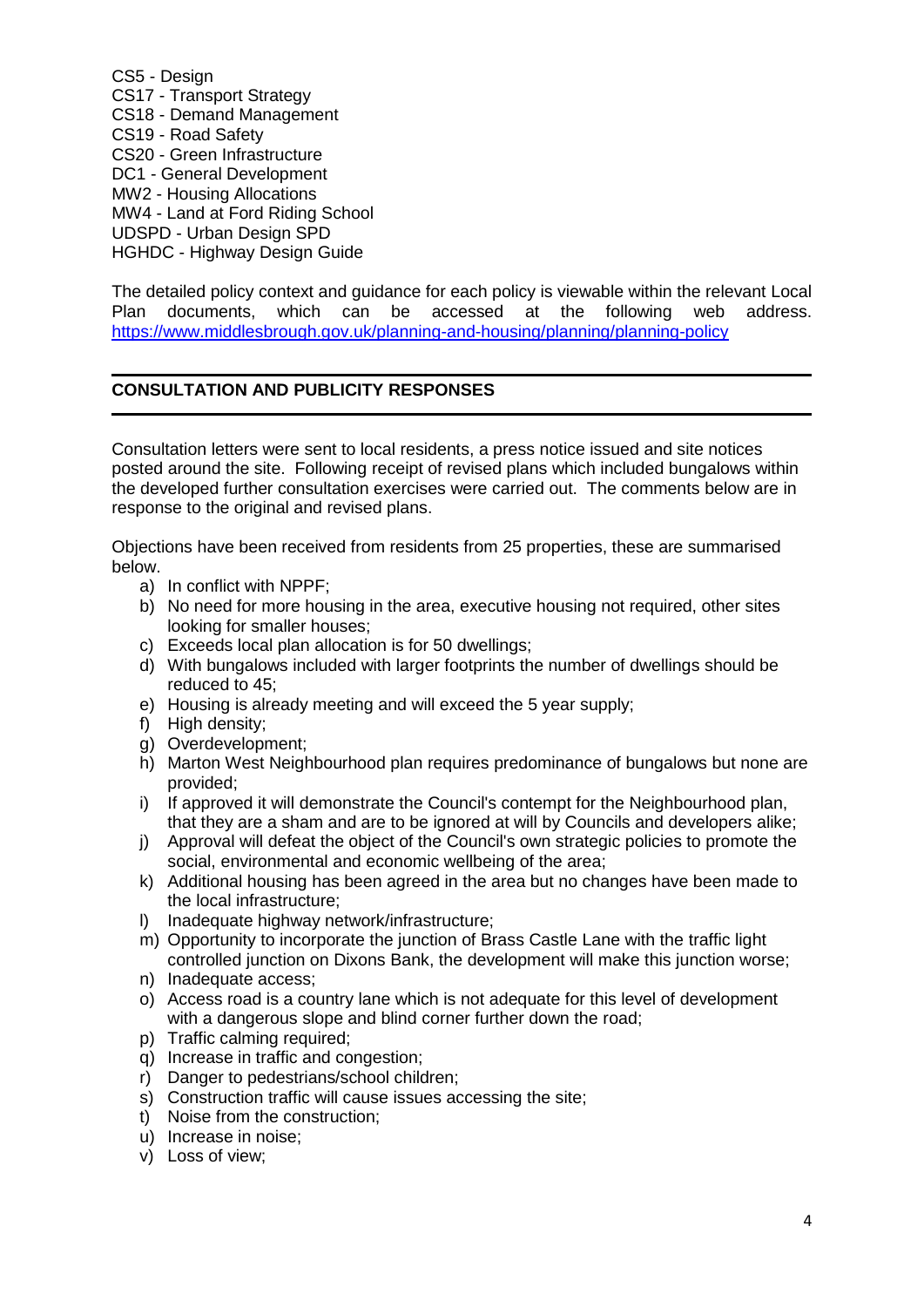CS5 - Design
CS17 - Transport Strategy
CS18 - Demand Management
CS19 - Road Safety
CS20 - Green Infrastructure
DC1 - General Development
MW2 - Housing Allocations
MW4 - Land at Ford Riding School
UDSPD - Urban Design SPD
HGHDC - Highway Design Guide

The detailed policy context and guidance for each policy is viewable within the relevant Local Plan documents, which can be accessed at the following web address. https://www.middlesbrough.gov.uk/planning-and-housing/planning/planning-policy

---

## CONSULTATION AND PUBLICITY RESPONSES

---

Consultation letters were sent to local residents, a press notice issued and site notices posted around the site. Following receipt of revised plans which included bungalows within the developed further consultation exercises were carried out. The comments below are in response to the original and revised plans.

Objections have been received from residents from 25 properties, these are summarised below.

a) In conflict with NPPF;
b) No need for more housing in the area, executive housing not required, other sites looking for smaller houses;
c) Exceeds local plan allocation is for 50 dwellings;
d) With bungalows included with larger footprints the number of dwellings should be reduced to 45;
e) Housing is already meeting and will exceed the 5 year supply;
f) High density;
g) Overdevelopment;
h) Marton West Neighbourhood plan requires predominance of bungalows but none are provided;
i) If approved it will demonstrate the Council's contempt for the Neighbourhood plan, that they are a sham and are to be ignored at will by Councils and developers alike;
j) Approval will defeat the object of the Council's own strategic policies to promote the social, environmental and economic wellbeing of the area;
k) Additional housing has been agreed in the area but no changes have been made to the local infrastructure;
l) Inadequate highway network/infrastructure;
m) Opportunity to incorporate the junction of Brass Castle Lane with the traffic light controlled junction on Dixons Bank, the development will make this junction worse;
n) Inadequate access;
o) Access road is a country lane which is not adequate for this level of development with a dangerous slope and blind corner further down the road;
p) Traffic calming required;
q) Increase in traffic and congestion;
r) Danger to pedestrians/school children;
s) Construction traffic will cause issues accessing the site;
t) Noise from the construction;
u) Increase in noise;
v) Loss of view;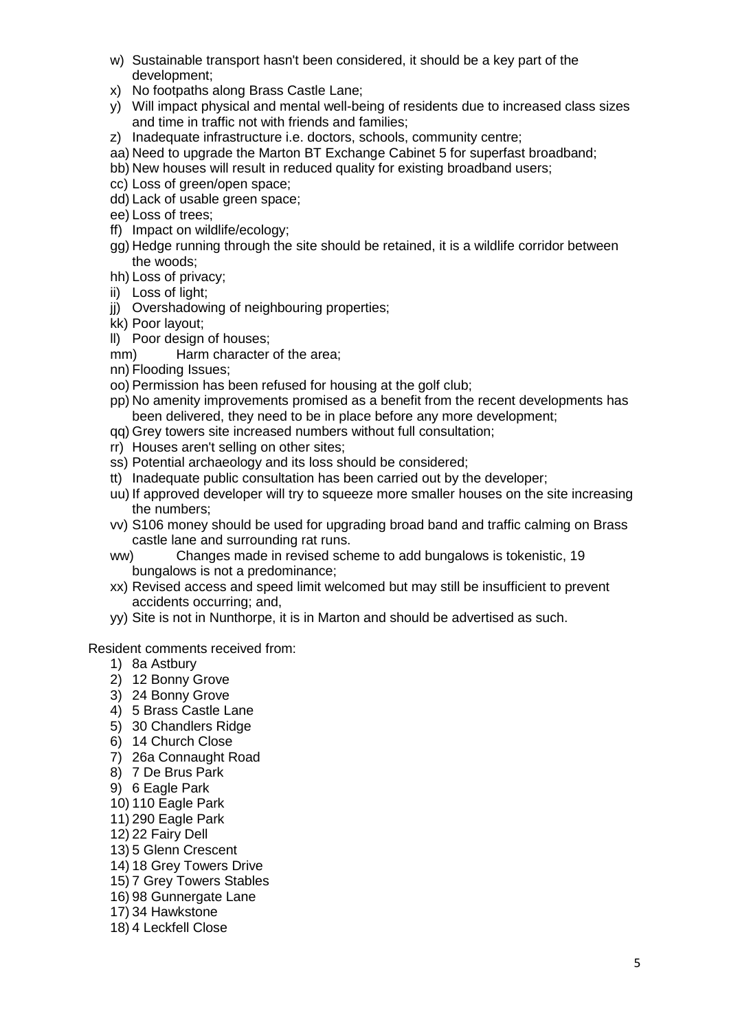w) Sustainable transport hasn't been considered, it should be a key part of the development;
x) No footpaths along Brass Castle Lane;
y) Will impact physical and mental well-being of residents due to increased class sizes and time in traffic not with friends and families;
z) Inadequate infrastructure i.e. doctors, schools, community centre;
aa) Need to upgrade the Marton BT Exchange Cabinet 5 for superfast broadband;
bb) New houses will result in reduced quality for existing broadband users;
cc) Loss of green/open space;
dd) Lack of usable green space;
ee) Loss of trees;
ff) Impact on wildlife/ecology;
gg) Hedge running through the site should be retained, it is a wildlife corridor between the woods;
hh) Loss of privacy;
ii) Loss of light;
jj) Overshadowing of neighbouring properties;
kk) Poor layout;
ll) Poor design of houses;
mm) Harm character of the area;
nn) Flooding Issues;
oo) Permission has been refused for housing at the golf club;
pp) No amenity improvements promised as a benefit from the recent developments has been delivered, they need to be in place before any more development;
qq) Grey towers site increased numbers without full consultation;
rr) Houses aren't selling on other sites;
ss) Potential archaeology and its loss should be considered;
tt) Inadequate public consultation has been carried out by the developer;
uu) If approved developer will try to squeeze more smaller houses on the site increasing the numbers;
vv) S106 money should be used for upgrading broad band and traffic calming on Brass castle lane and surrounding rat runs.
ww) Changes made in revised scheme to add bungalows is tokenistic, 19 bungalows is not a predominance;
xx) Revised access and speed limit welcomed but may still be insufficient to prevent accidents occurring; and,
yy) Site is not in Nunthorpe, it is in Marton and should be advertised as such.

Resident comments received from:

1) 8a Astbury
2) 12 Bonny Grove
3) 24 Bonny Grove
4) 5 Brass Castle Lane
5) 30 Chandlers Ridge
6) 14 Church Close
7) 26a Connaught Road
8) 7 De Brus Park
9) 6 Eagle Park
10) 110 Eagle Park
11) 290 Eagle Park
12) 22 Fairy Dell
13) 5 Glenn Crescent
14) 18 Grey Towers Drive
15) 7 Grey Towers Stables
16) 98 Gunnergate Lane
17) 34 Hawkstone
18) 4 Leckfell Close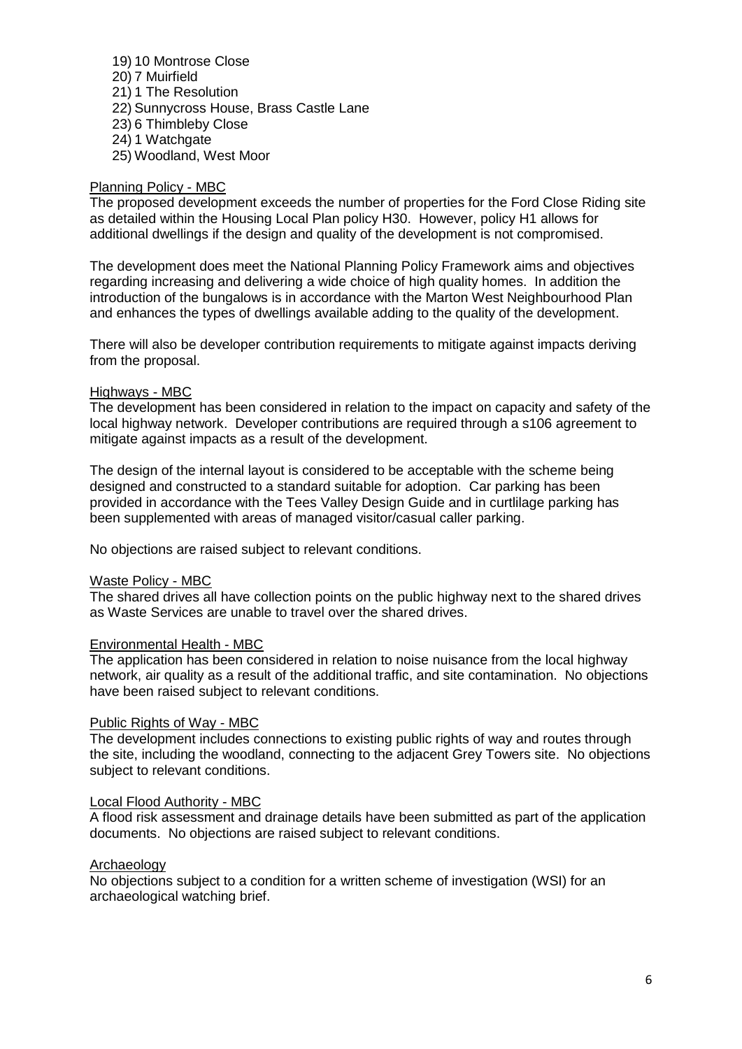19) 10 Montrose Close
20) 7 Muirfield
21) 1 The Resolution
22) Sunnycross House, Brass Castle Lane
23) 6 Thimbleby Close
24) 1 Watchgate
25) Woodland, West Moor

Planning Policy - MBC

The proposed development exceeds the number of properties for the Ford Close Riding site as detailed within the Housing Local Plan policy H30. However, policy H1 allows for additional dwellings if the design and quality of the development is not compromised.

The development does meet the National Planning Policy Framework aims and objectives regarding increasing and delivering a wide choice of high quality homes. In addition the introduction of the bungalows is in accordance with the Marton West Neighbourhood Plan and enhances the types of dwellings available adding to the quality of the development.

There will also be developer contribution requirements to mitigate against impacts deriving from the proposal.

Highways - MBC

The development has been considered in relation to the impact on capacity and safety of the local highway network. Developer contributions are required through a s106 agreement to mitigate against impacts as a result of the development.

The design of the internal layout is considered to be acceptable with the scheme being designed and constructed to a standard suitable for adoption. Car parking has been provided in accordance with the Tees Valley Design Guide and in curtlilage parking has been supplemented with areas of managed visitor/casual caller parking.

No objections are raised subject to relevant conditions.

Waste Policy - MBC

The shared drives all have collection points on the public highway next to the shared drives as Waste Services are unable to travel over the shared drives.

Environmental Health - MBC

The application has been considered in relation to noise nuisance from the local highway network, air quality as a result of the additional traffic, and site contamination. No objections have been raised subject to relevant conditions.

Public Rights of Way - MBC

The development includes connections to existing public rights of way and routes through the site, including the woodland, connecting to the adjacent Grey Towers site. No objections subject to relevant conditions.

Local Flood Authority - MBC

A flood risk assessment and drainage details have been submitted as part of the application documents. No objections are raised subject to relevant conditions.

Archaeology

No objections subject to a condition for a written scheme of investigation (WSI) for an archaeological watching brief.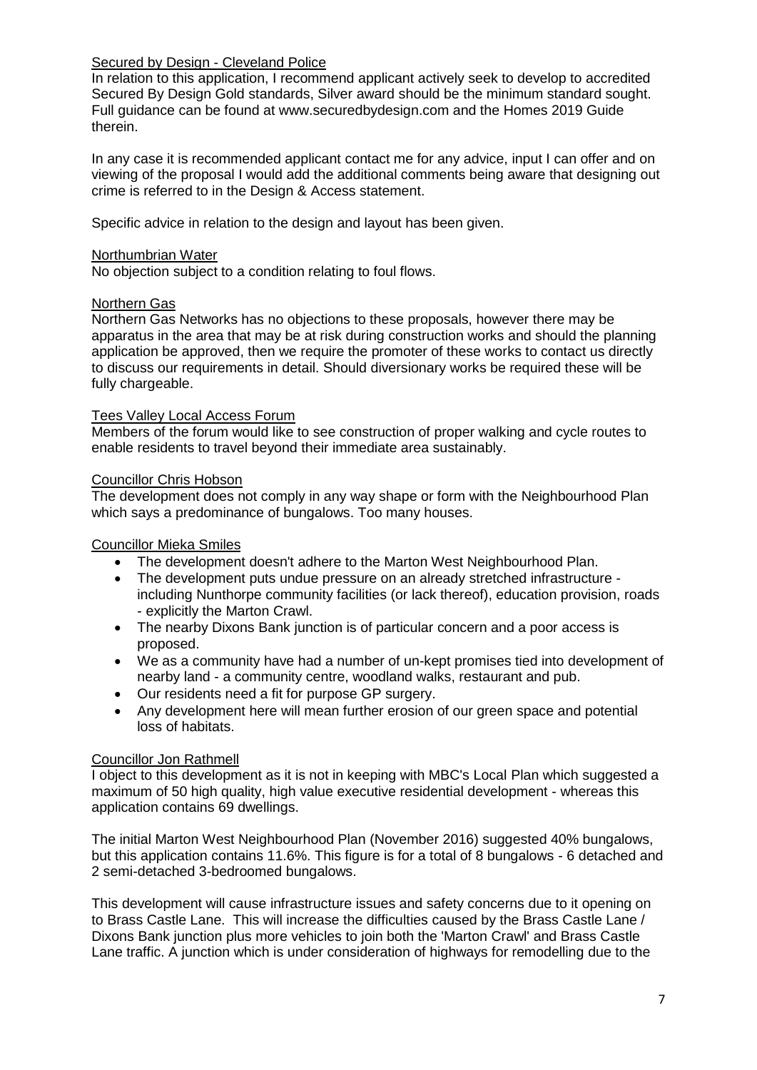Secured by Design - Cleveland Police

In relation to this application, I recommend applicant actively seek to develop to accredited Secured By Design Gold standards, Silver award should be the minimum standard sought. Full guidance can be found at www.securedbydesign.com and the Homes 2019 Guide therein.

In any case it is recommended applicant contact me for any advice, input I can offer and on viewing of the proposal I would add the additional comments being aware that designing out crime is referred to in the Design & Access statement.

Specific advice in relation to the design and layout has been given.

Northumbrian Water

No objection subject to a condition relating to foul flows.

Northern Gas

Northern Gas Networks has no objections to these proposals, however there may be apparatus in the area that may be at risk during construction works and should the planning application be approved, then we require the promoter of these works to contact us directly to discuss our requirements in detail. Should diversionary works be required these will be fully chargeable.

Tees Valley Local Access Forum

Members of the forum would like to see construction of proper walking and cycle routes to enable residents to travel beyond their immediate area sustainably.

Councillor Chris Hobson

The development does not comply in any way shape or form with the Neighbourhood Plan which says a predominance of bungalows. Too many houses.

Councillor Mieka Smiles

- The development doesn't adhere to the Marton West Neighbourhood Plan.
- The development puts undue pressure on an already stretched infrastructure - including Nunthorpe community facilities (or lack thereof), education provision, roads - explicitly the Marton Crawl.
- The nearby Dixons Bank junction is of particular concern and a poor access is proposed.
- We as a community have had a number of un-kept promises tied into development of nearby land - a community centre, woodland walks, restaurant and pub.
- Our residents need a fit for purpose GP surgery.
- Any development here will mean further erosion of our green space and potential loss of habitats.

Councillor Jon Rathmell

I object to this development as it is not in keeping with MBC's Local Plan which suggested a maximum of 50 high quality, high value executive residential development - whereas this application contains 69 dwellings.

The initial Marton West Neighbourhood Plan (November 2016) suggested 40% bungalows, but this application contains 11.6%. This figure is for a total of 8 bungalows - 6 detached and 2 semi-detached 3-bedroomed bungalows.

This development will cause infrastructure issues and safety concerns due to it opening on to Brass Castle Lane. This will increase the difficulties caused by the Brass Castle Lane / Dixons Bank junction plus more vehicles to join both the 'Marton Crawl' and Brass Castle Lane traffic. A junction which is under consideration of highways for remodelling due to the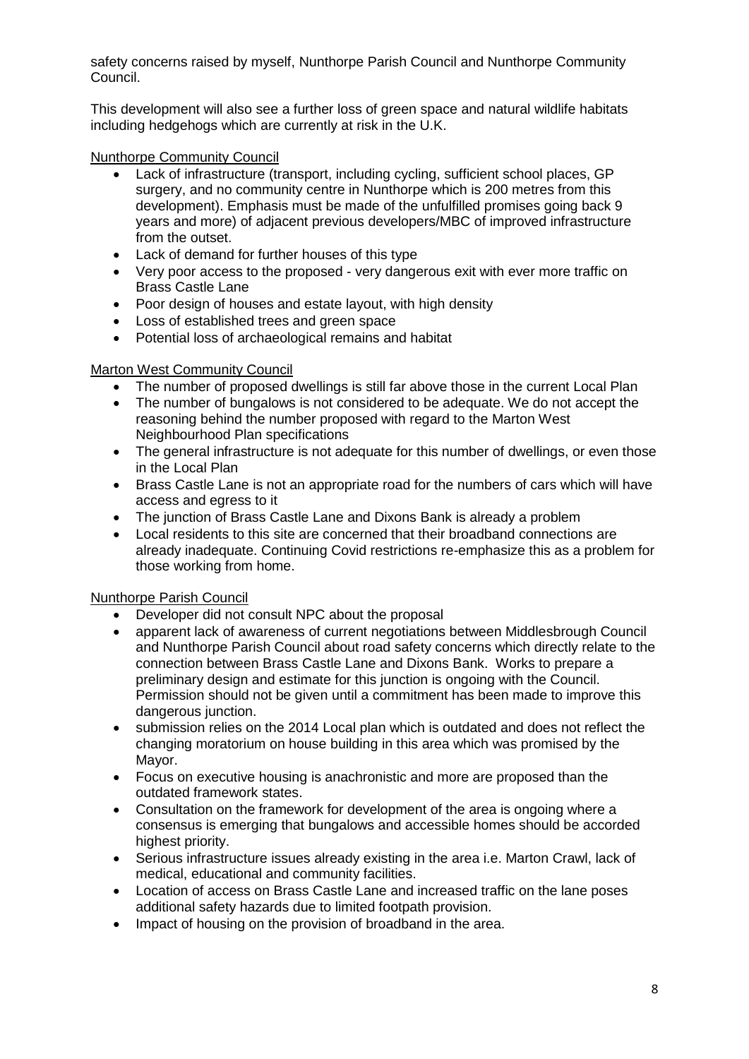safety concerns raised by myself, Nunthorpe Parish Council and Nunthorpe Community Council.

This development will also see a further loss of green space and natural wildlife habitats including hedgehogs which are currently at risk in the U.K.

<u>Nunthorpe Community Council</u>

- Lack of infrastructure (transport, including cycling, sufficient school places, GP surgery, and no community centre in Nunthorpe which is 200 metres from this development). Emphasis must be made of the unfulfilled promises going back 9 years and more) of adjacent previous developers/MBC of improved infrastructure from the outset.
- Lack of demand for further houses of this type
- Very poor access to the proposed - very dangerous exit with ever more traffic on Brass Castle Lane
- Poor design of houses and estate layout, with high density
- Loss of established trees and green space
- Potential loss of archaeological remains and habitat

<u>Marton West Community Council</u>

- The number of proposed dwellings is still far above those in the current Local Plan
- The number of bungalows is not considered to be adequate. We do not accept the reasoning behind the number proposed with regard to the Marton West Neighbourhood Plan specifications
- The general infrastructure is not adequate for this number of dwellings, or even those in the Local Plan
- Brass Castle Lane is not an appropriate road for the numbers of cars which will have access and egress to it
- The junction of Brass Castle Lane and Dixons Bank is already a problem
- Local residents to this site are concerned that their broadband connections are already inadequate. Continuing Covid restrictions re-emphasize this as a problem for those working from home.

<u>Nunthorpe Parish Council</u>

- Developer did not consult NPC about the proposal
- apparent lack of awareness of current negotiations between Middlesbrough Council and Nunthorpe Parish Council about road safety concerns which directly relate to the connection between Brass Castle Lane and Dixons Bank. Works to prepare a preliminary design and estimate for this junction is ongoing with the Council. Permission should not be given until a commitment has been made to improve this dangerous junction.
- submission relies on the 2014 Local plan which is outdated and does not reflect the changing moratorium on house building in this area which was promised by the Mayor.
- Focus on executive housing is anachronistic and more are proposed than the outdated framework states.
- Consultation on the framework for development of the area is ongoing where a consensus is emerging that bungalows and accessible homes should be accorded highest priority.
- Serious infrastructure issues already existing in the area i.e. Marton Crawl, lack of medical, educational and community facilities.
- Location of access on Brass Castle Lane and increased traffic on the lane poses additional safety hazards due to limited footpath provision.
- Impact of housing on the provision of broadband in the area.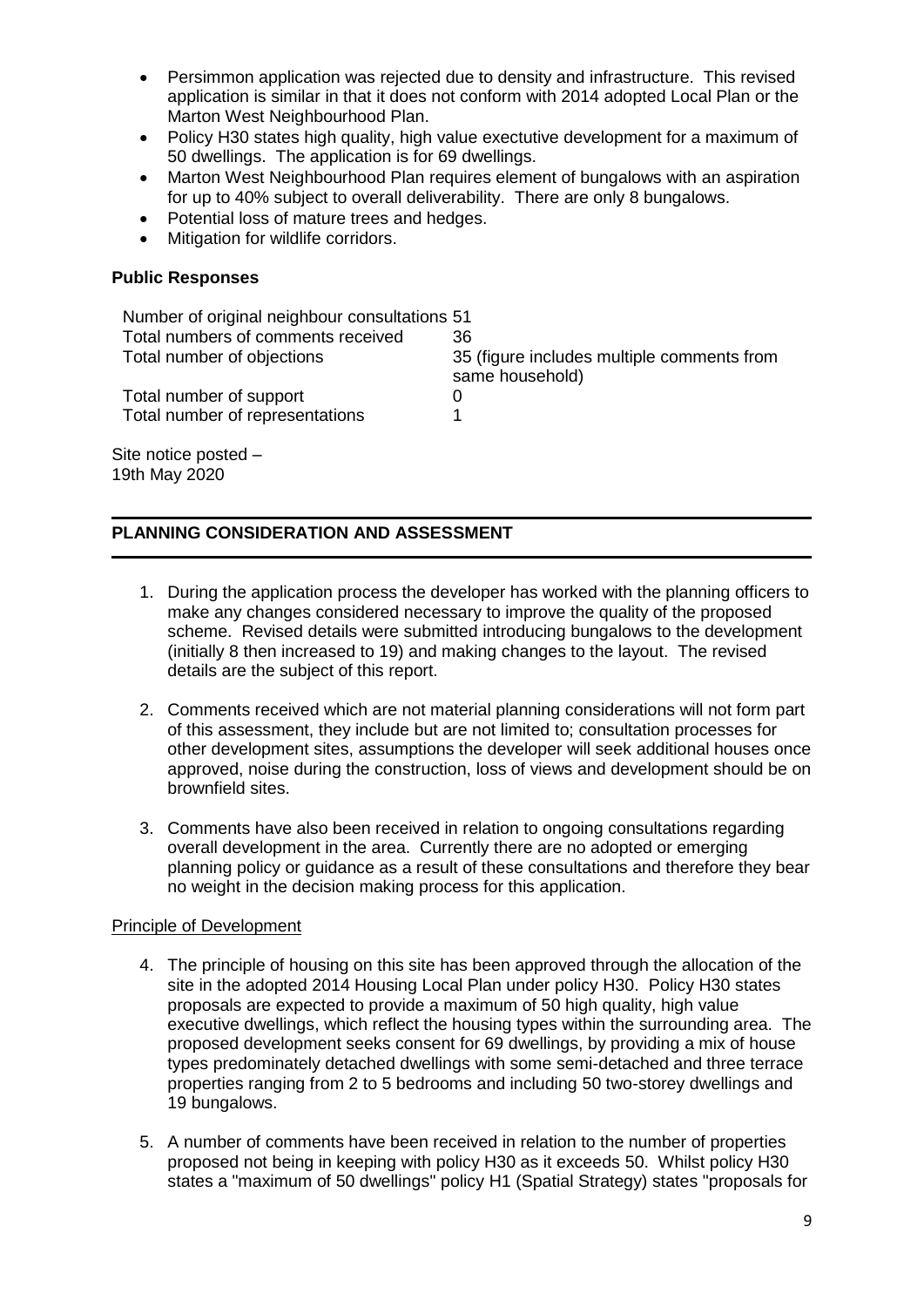- Persimmon application was rejected due to density and infrastructure. This revised application is similar in that it does not conform with 2014 adopted Local Plan or the Marton West Neighbourhood Plan.
- Policy H30 states high quality, high value exectutive development for a maximum of 50 dwellings. The application is for 69 dwellings.
- Marton West Neighbourhood Plan requires element of bungalows with an aspiration for up to 40% subject to overall deliverability. There are only 8 bungalows.
- Potential loss of mature trees and hedges.
- Mitigation for wildlife corridors.

**Public Responses**

| | |
|---|---|
| Number of original neighbour consultations | 51 |
| Total numbers of comments received | 36 |
| Total number of objections | 35 (figure includes multiple comments from same household) |
| Total number of support | 0 |
| Total number of representations | 1 |

Site notice posted –
19th May 2020

## PLANNING CONSIDERATION AND ASSESSMENT

1. During the application process the developer has worked with the planning officers to make any changes considered necessary to improve the quality of the proposed scheme. Revised details were submitted introducing bungalows to the development (initially 8 then increased to 19) and making changes to the layout. The revised details are the subject of this report.

2. Comments received which are not material planning considerations will not form part of this assessment, they include but are not limited to; consultation processes for other development sites, assumptions the developer will seek additional houses once approved, noise during the construction, loss of views and development should be on brownfield sites.

3. Comments have also been received in relation to ongoing consultations regarding overall development in the area. Currently there are no adopted or emerging planning policy or guidance as a result of these consultations and therefore they bear no weight in the decision making process for this application.

Principle of Development

4. The principle of housing on this site has been approved through the allocation of the site in the adopted 2014 Housing Local Plan under policy H30. Policy H30 states proposals are expected to provide a maximum of 50 high quality, high value executive dwellings, which reflect the housing types within the surrounding area. The proposed development seeks consent for 69 dwellings, by providing a mix of house types predominately detached dwellings with some semi-detached and three terrace properties ranging from 2 to 5 bedrooms and including 50 two-storey dwellings and 19 bungalows.

5. A number of comments have been received in relation to the number of properties proposed not being in keeping with policy H30 as it exceeds 50. Whilst policy H30 states a "maximum of 50 dwellings" policy H1 (Spatial Strategy) states "proposals for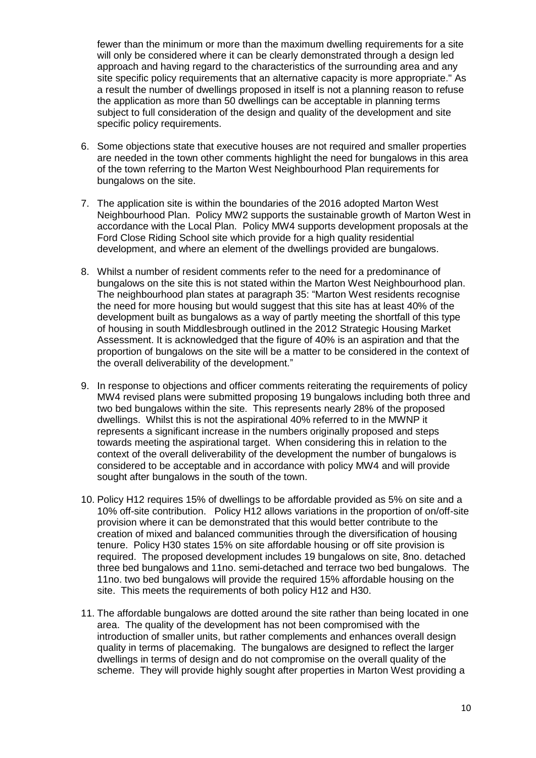fewer than the minimum or more than the maximum dwelling requirements for a site will only be considered where it can be clearly demonstrated through a design led approach and having regard to the characteristics of the surrounding area and any site specific policy requirements that an alternative capacity is more appropriate." As a result the number of dwellings proposed in itself is not a planning reason to refuse the application as more than 50 dwellings can be acceptable in planning terms subject to full consideration of the design and quality of the development and site specific policy requirements.

6. Some objections state that executive houses are not required and smaller properties are needed in the town other comments highlight the need for bungalows in this area of the town referring to the Marton West Neighbourhood Plan requirements for bungalows on the site.

7. The application site is within the boundaries of the 2016 adopted Marton West Neighbourhood Plan. Policy MW2 supports the sustainable growth of Marton West in accordance with the Local Plan. Policy MW4 supports development proposals at the Ford Close Riding School site which provide for a high quality residential development, and where an element of the dwellings provided are bungalows.

8. Whilst a number of resident comments refer to the need for a predominance of bungalows on the site this is not stated within the Marton West Neighbourhood plan. The neighbourhood plan states at paragraph 35: "Marton West residents recognise the need for more housing but would suggest that this site has at least 40% of the development built as bungalows as a way of partly meeting the shortfall of this type of housing in south Middlesbrough outlined in the 2012 Strategic Housing Market Assessment. It is acknowledged that the figure of 40% is an aspiration and that the proportion of bungalows on the site will be a matter to be considered in the context of the overall deliverability of the development."

9. In response to objections and officer comments reiterating the requirements of policy MW4 revised plans were submitted proposing 19 bungalows including both three and two bed bungalows within the site. This represents nearly 28% of the proposed dwellings. Whilst this is not the aspirational 40% referred to in the MWNP it represents a significant increase in the numbers originally proposed and steps towards meeting the aspirational target. When considering this in relation to the context of the overall deliverability of the development the number of bungalows is considered to be acceptable and in accordance with policy MW4 and will provide sought after bungalows in the south of the town.

10. Policy H12 requires 15% of dwellings to be affordable provided as 5% on site and a 10% off-site contribution. Policy H12 allows variations in the proportion of on/off-site provision where it can be demonstrated that this would better contribute to the creation of mixed and balanced communities through the diversification of housing tenure. Policy H30 states 15% on site affordable housing or off site provision is required. The proposed development includes 19 bungalows on site, 8no. detached three bed bungalows and 11no. semi-detached and terrace two bed bungalows. The 11no. two bed bungalows will provide the required 15% affordable housing on the site. This meets the requirements of both policy H12 and H30.

11. The affordable bungalows are dotted around the site rather than being located in one area. The quality of the development has not been compromised with the introduction of smaller units, but rather complements and enhances overall design quality in terms of placemaking. The bungalows are designed to reflect the larger dwellings in terms of design and do not compromise on the overall quality of the scheme. They will provide highly sought after properties in Marton West providing a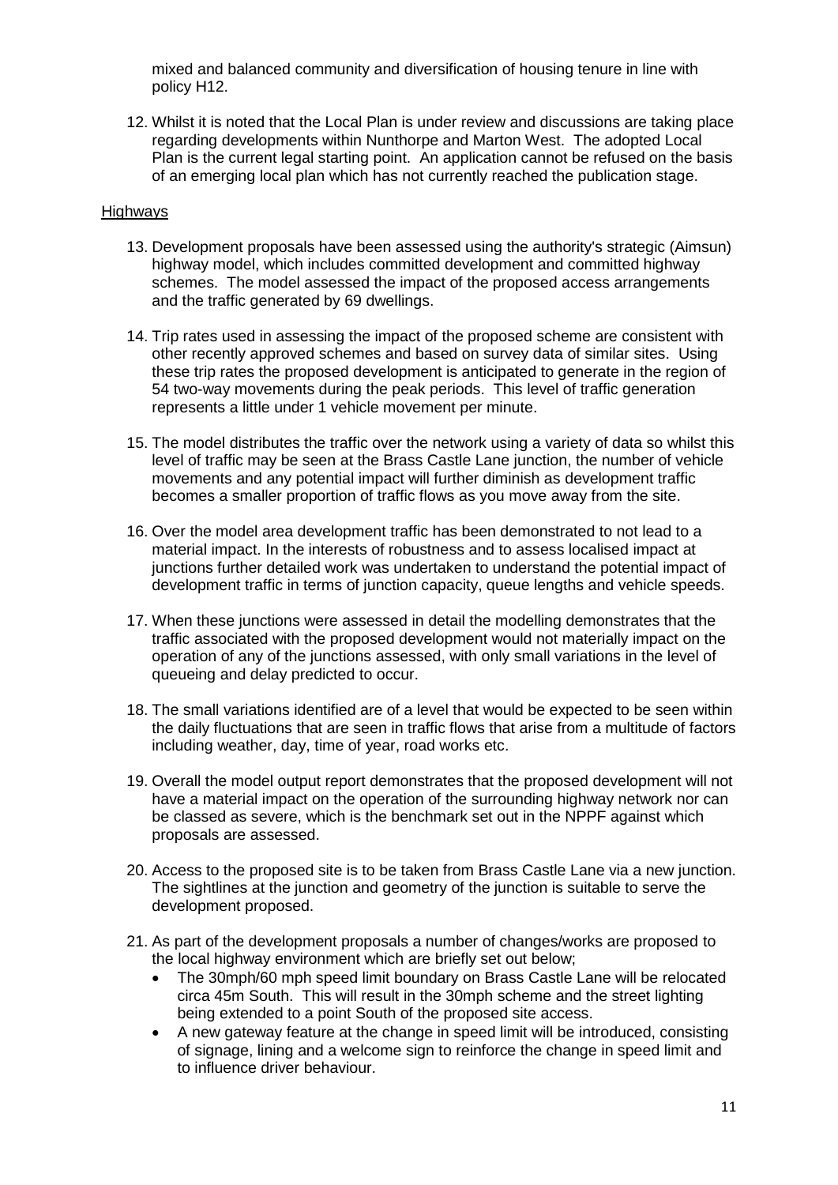mixed and balanced community and diversification of housing tenure in line with policy H12.

12. Whilst it is noted that the Local Plan is under review and discussions are taking place regarding developments within Nunthorpe and Marton West. The adopted Local Plan is the current legal starting point. An application cannot be refused on the basis of an emerging local plan which has not currently reached the publication stage.

## Highways

13. Development proposals have been assessed using the authority's strategic (Aimsun) highway model, which includes committed development and committed highway schemes. The model assessed the impact of the proposed access arrangements and the traffic generated by 69 dwellings.

14. Trip rates used in assessing the impact of the proposed scheme are consistent with other recently approved schemes and based on survey data of similar sites. Using these trip rates the proposed development is anticipated to generate in the region of 54 two-way movements during the peak periods. This level of traffic generation represents a little under 1 vehicle movement per minute.

15. The model distributes the traffic over the network using a variety of data so whilst this level of traffic may be seen at the Brass Castle Lane junction, the number of vehicle movements and any potential impact will further diminish as development traffic becomes a smaller proportion of traffic flows as you move away from the site.

16. Over the model area development traffic has been demonstrated to not lead to a material impact. In the interests of robustness and to assess localised impact at junctions further detailed work was undertaken to understand the potential impact of development traffic in terms of junction capacity, queue lengths and vehicle speeds.

17. When these junctions were assessed in detail the modelling demonstrates that the traffic associated with the proposed development would not materially impact on the operation of any of the junctions assessed, with only small variations in the level of queueing and delay predicted to occur.

18. The small variations identified are of a level that would be expected to be seen within the daily fluctuations that are seen in traffic flows that arise from a multitude of factors including weather, day, time of year, road works etc.

19. Overall the model output report demonstrates that the proposed development will not have a material impact on the operation of the surrounding highway network nor can be classed as severe, which is the benchmark set out in the NPPF against which proposals are assessed.

20. Access to the proposed site is to be taken from Brass Castle Lane via a new junction. The sightlines at the junction and geometry of the junction is suitable to serve the development proposed.

21. As part of the development proposals a number of changes/works are proposed to the local highway environment which are briefly set out below;
    - The 30mph/60 mph speed limit boundary on Brass Castle Lane will be relocated circa 45m South. This will result in the 30mph scheme and the street lighting being extended to a point South of the proposed site access.
    - A new gateway feature at the change in speed limit will be introduced, consisting of signage, lining and a welcome sign to reinforce the change in speed limit and to influence driver behaviour.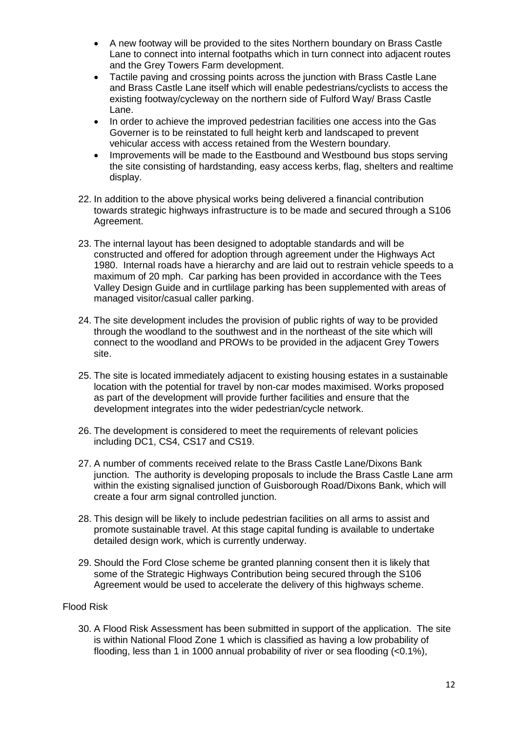- A new footway will be provided to the sites Northern boundary on Brass Castle Lane to connect into internal footpaths which in turn connect into adjacent routes and the Grey Towers Farm development.
- Tactile paving and crossing points across the junction with Brass Castle Lane and Brass Castle Lane itself which will enable pedestrians/cyclists to access the existing footway/cycleway on the northern side of Fulford Way/ Brass Castle Lane.
- In order to achieve the improved pedestrian facilities one access into the Gas Governer is to be reinstated to full height kerb and landscaped to prevent vehicular access with access retained from the Western boundary.
- Improvements will be made to the Eastbound and Westbound bus stops serving the site consisting of hardstanding, easy access kerbs, flag, shelters and realtime display.

22. In addition to the above physical works being delivered a financial contribution towards strategic highways infrastructure is to be made and secured through a S106 Agreement.

23. The internal layout has been designed to adoptable standards and will be constructed and offered for adoption through agreement under the Highways Act 1980. Internal roads have a hierarchy and are laid out to restrain vehicle speeds to a maximum of 20 mph. Car parking has been provided in accordance with the Tees Valley Design Guide and in curtlilage parking has been supplemented with areas of managed visitor/casual caller parking.

24. The site development includes the provision of public rights of way to be provided through the woodland to the southwest and in the northeast of the site which will connect to the woodland and PROWs to be provided in the adjacent Grey Towers site.

25. The site is located immediately adjacent to existing housing estates in a sustainable location with the potential for travel by non-car modes maximised. Works proposed as part of the development will provide further facilities and ensure that the development integrates into the wider pedestrian/cycle network.

26. The development is considered to meet the requirements of relevant policies including DC1, CS4, CS17 and CS19.

27. A number of comments received relate to the Brass Castle Lane/Dixons Bank junction. The authority is developing proposals to include the Brass Castle Lane arm within the existing signalised junction of Guisborough Road/Dixons Bank, which will create a four arm signal controlled junction.

28. This design will be likely to include pedestrian facilities on all arms to assist and promote sustainable travel. At this stage capital funding is available to undertake detailed design work, which is currently underway.

29. Should the Ford Close scheme be granted planning consent then it is likely that some of the Strategic Highways Contribution being secured through the S106 Agreement would be used to accelerate the delivery of this highways scheme.

Flood Risk

30. A Flood Risk Assessment has been submitted in support of the application. The site is within National Flood Zone 1 which is classified as having a low probability of flooding, less than 1 in 1000 annual probability of river or sea flooding (<0.1%),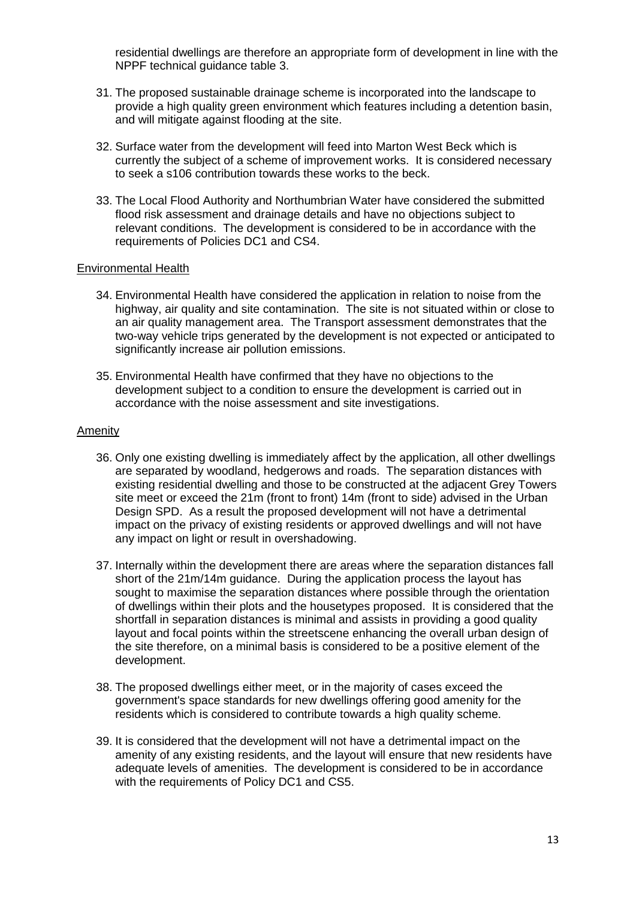residential dwellings are therefore an appropriate form of development in line with the NPPF technical guidance table 3.

31. The proposed sustainable drainage scheme is incorporated into the landscape to provide a high quality green environment which features including a detention basin, and will mitigate against flooding at the site.

32. Surface water from the development will feed into Marton West Beck which is currently the subject of a scheme of improvement works. It is considered necessary to seek a s106 contribution towards these works to the beck.

33. The Local Flood Authority and Northumbrian Water have considered the submitted flood risk assessment and drainage details and have no objections subject to relevant conditions. The development is considered to be in accordance with the requirements of Policies DC1 and CS4.

## Environmental Health

34. Environmental Health have considered the application in relation to noise from the highway, air quality and site contamination. The site is not situated within or close to an air quality management area. The Transport assessment demonstrates that the two-way vehicle trips generated by the development is not expected or anticipated to significantly increase air pollution emissions.

35. Environmental Health have confirmed that they have no objections to the development subject to a condition to ensure the development is carried out in accordance with the noise assessment and site investigations.

## Amenity

36. Only one existing dwelling is immediately affect by the application, all other dwellings are separated by woodland, hedgerows and roads. The separation distances with existing residential dwelling and those to be constructed at the adjacent Grey Towers site meet or exceed the 21m (front to front) 14m (front to side) advised in the Urban Design SPD. As a result the proposed development will not have a detrimental impact on the privacy of existing residents or approved dwellings and will not have any impact on light or result in overshadowing.

37. Internally within the development there are areas where the separation distances fall short of the 21m/14m guidance. During the application process the layout has sought to maximise the separation distances where possible through the orientation of dwellings within their plots and the housetypes proposed. It is considered that the shortfall in separation distances is minimal and assists in providing a good quality layout and focal points within the streetscene enhancing the overall urban design of the site therefore, on a minimal basis is considered to be a positive element of the development.

38. The proposed dwellings either meet, or in the majority of cases exceed the government's space standards for new dwellings offering good amenity for the residents which is considered to contribute towards a high quality scheme.

39. It is considered that the development will not have a detrimental impact on the amenity of any existing residents, and the layout will ensure that new residents have adequate levels of amenities. The development is considered to be in accordance with the requirements of Policy DC1 and CS5.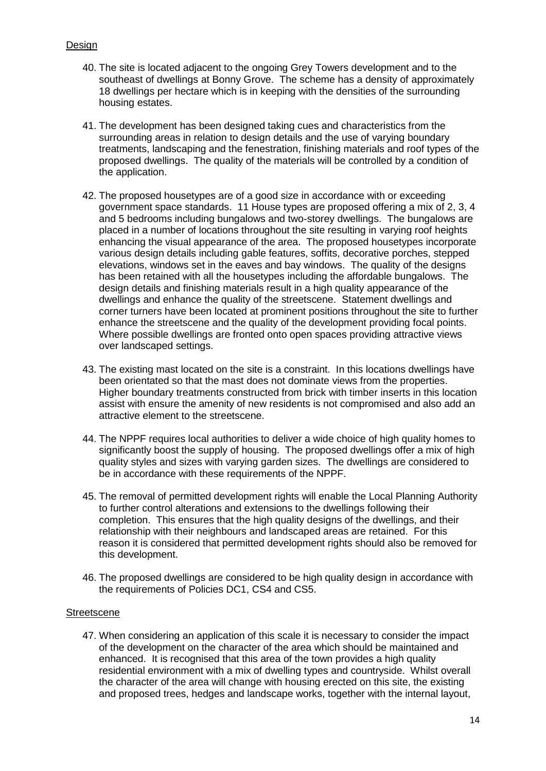Design

40. The site is located adjacent to the ongoing Grey Towers development and to the southeast of dwellings at Bonny Grove. The scheme has a density of approximately 18 dwellings per hectare which is in keeping with the densities of the surrounding housing estates.

41. The development has been designed taking cues and characteristics from the surrounding areas in relation to design details and the use of varying boundary treatments, landscaping and the fenestration, finishing materials and roof types of the proposed dwellings. The quality of the materials will be controlled by a condition of the application.

42. The proposed housetypes are of a good size in accordance with or exceeding government space standards. 11 House types are proposed offering a mix of 2, 3, 4 and 5 bedrooms including bungalows and two-storey dwellings. The bungalows are placed in a number of locations throughout the site resulting in varying roof heights enhancing the visual appearance of the area. The proposed housetypes incorporate various design details including gable features, soffits, decorative porches, stepped elevations, windows set in the eaves and bay windows. The quality of the designs has been retained with all the housetypes including the affordable bungalows. The design details and finishing materials result in a high quality appearance of the dwellings and enhance the quality of the streetscene. Statement dwellings and corner turners have been located at prominent positions throughout the site to further enhance the streetscene and the quality of the development providing focal points. Where possible dwellings are fronted onto open spaces providing attractive views over landscaped settings.

43. The existing mast located on the site is a constraint. In this locations dwellings have been orientated so that the mast does not dominate views from the properties. Higher boundary treatments constructed from brick with timber inserts in this location assist with ensure the amenity of new residents is not compromised and also add an attractive element to the streetscene.

44. The NPPF requires local authorities to deliver a wide choice of high quality homes to significantly boost the supply of housing. The proposed dwellings offer a mix of high quality styles and sizes with varying garden sizes. The dwellings are considered to be in accordance with these requirements of the NPPF.

45. The removal of permitted development rights will enable the Local Planning Authority to further control alterations and extensions to the dwellings following their completion. This ensures that the high quality designs of the dwellings, and their relationship with their neighbours and landscaped areas are retained. For this reason it is considered that permitted development rights should also be removed for this development.

46. The proposed dwellings are considered to be high quality design in accordance with the requirements of Policies DC1, CS4 and CS5.

Streetscene

47. When considering an application of this scale it is necessary to consider the impact of the development on the character of the area which should be maintained and enhanced. It is recognised that this area of the town provides a high quality residential environment with a mix of dwelling types and countryside. Whilst overall the character of the area will change with housing erected on this site, the existing and proposed trees, hedges and landscape works, together with the internal layout,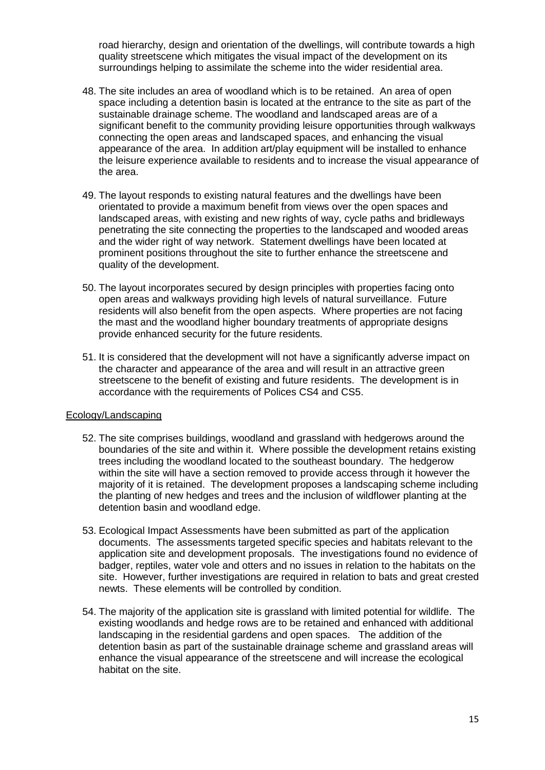road hierarchy, design and orientation of the dwellings, will contribute towards a high quality streetscene which mitigates the visual impact of the development on its surroundings helping to assimilate the scheme into the wider residential area.

48. The site includes an area of woodland which is to be retained. An area of open space including a detention basin is located at the entrance to the site as part of the sustainable drainage scheme. The woodland and landscaped areas are of a significant benefit to the community providing leisure opportunities through walkways connecting the open areas and landscaped spaces, and enhancing the visual appearance of the area. In addition art/play equipment will be installed to enhance the leisure experience available to residents and to increase the visual appearance of the area.

49. The layout responds to existing natural features and the dwellings have been orientated to provide a maximum benefit from views over the open spaces and landscaped areas, with existing and new rights of way, cycle paths and bridleways penetrating the site connecting the properties to the landscaped and wooded areas and the wider right of way network. Statement dwellings have been located at prominent positions throughout the site to further enhance the streetscene and quality of the development.

50. The layout incorporates secured by design principles with properties facing onto open areas and walkways providing high levels of natural surveillance. Future residents will also benefit from the open aspects. Where properties are not facing the mast and the woodland higher boundary treatments of appropriate designs provide enhanced security for the future residents.

51. It is considered that the development will not have a significantly adverse impact on the character and appearance of the area and will result in an attractive green streetscene to the benefit of existing and future residents. The development is in accordance with the requirements of Polices CS4 and CS5.

Ecology/Landscaping

52. The site comprises buildings, woodland and grassland with hedgerows around the boundaries of the site and within it. Where possible the development retains existing trees including the woodland located to the southeast boundary. The hedgerow within the site will have a section removed to provide access through it however the majority of it is retained. The development proposes a landscaping scheme including the planting of new hedges and trees and the inclusion of wildflower planting at the detention basin and woodland edge.

53. Ecological Impact Assessments have been submitted as part of the application documents. The assessments targeted specific species and habitats relevant to the application site and development proposals. The investigations found no evidence of badger, reptiles, water vole and otters and no issues in relation to the habitats on the site. However, further investigations are required in relation to bats and great crested newts. These elements will be controlled by condition.

54. The majority of the application site is grassland with limited potential for wildlife. The existing woodlands and hedge rows are to be retained and enhanced with additional landscaping in the residential gardens and open spaces. The addition of the detention basin as part of the sustainable drainage scheme and grassland areas will enhance the visual appearance of the streetscene and will increase the ecological habitat on the site.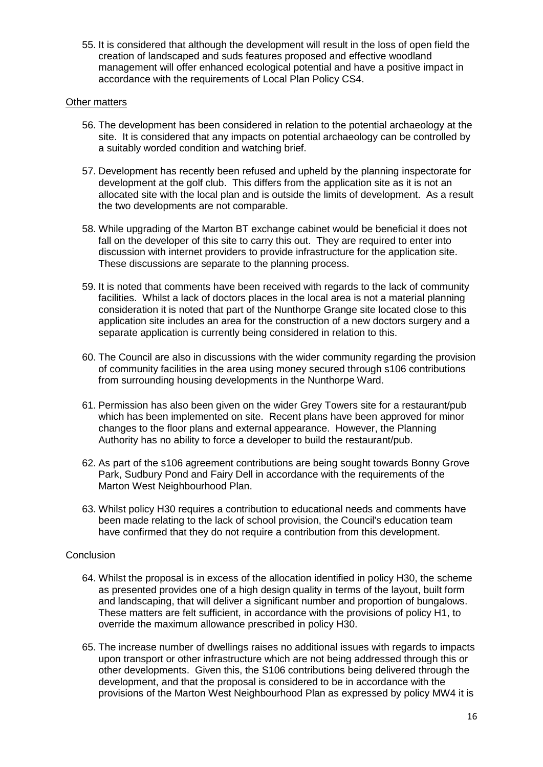55. It is considered that although the development will result in the loss of open field the creation of landscaped and suds features proposed and effective woodland management will offer enhanced ecological potential and have a positive impact in accordance with the requirements of Local Plan Policy CS4.

Other matters

56. The development has been considered in relation to the potential archaeology at the site. It is considered that any impacts on potential archaeology can be controlled by a suitably worded condition and watching brief.

57. Development has recently been refused and upheld by the planning inspectorate for development at the golf club. This differs from the application site as it is not an allocated site with the local plan and is outside the limits of development. As a result the two developments are not comparable.

58. While upgrading of the Marton BT exchange cabinet would be beneficial it does not fall on the developer of this site to carry this out. They are required to enter into discussion with internet providers to provide infrastructure for the application site. These discussions are separate to the planning process.

59. It is noted that comments have been received with regards to the lack of community facilities. Whilst a lack of doctors places in the local area is not a material planning consideration it is noted that part of the Nunthorpe Grange site located close to this application site includes an area for the construction of a new doctors surgery and a separate application is currently being considered in relation to this.

60. The Council are also in discussions with the wider community regarding the provision of community facilities in the area using money secured through s106 contributions from surrounding housing developments in the Nunthorpe Ward.

61. Permission has also been given on the wider Grey Towers site for a restaurant/pub which has been implemented on site. Recent plans have been approved for minor changes to the floor plans and external appearance. However, the Planning Authority has no ability to force a developer to build the restaurant/pub.

62. As part of the s106 agreement contributions are being sought towards Bonny Grove Park, Sudbury Pond and Fairy Dell in accordance with the requirements of the Marton West Neighbourhood Plan.

63. Whilst policy H30 requires a contribution to educational needs and comments have been made relating to the lack of school provision, the Council's education team have confirmed that they do not require a contribution from this development.

Conclusion

64. Whilst the proposal is in excess of the allocation identified in policy H30, the scheme as presented provides one of a high design quality in terms of the layout, built form and landscaping, that will deliver a significant number and proportion of bungalows. These matters are felt sufficient, in accordance with the provisions of policy H1, to override the maximum allowance prescribed in policy H30.

65. The increase number of dwellings raises no additional issues with regards to impacts upon transport or other infrastructure which are not being addressed through this or other developments. Given this, the S106 contributions being delivered through the development, and that the proposal is considered to be in accordance with the provisions of the Marton West Neighbourhood Plan as expressed by policy MW4 it is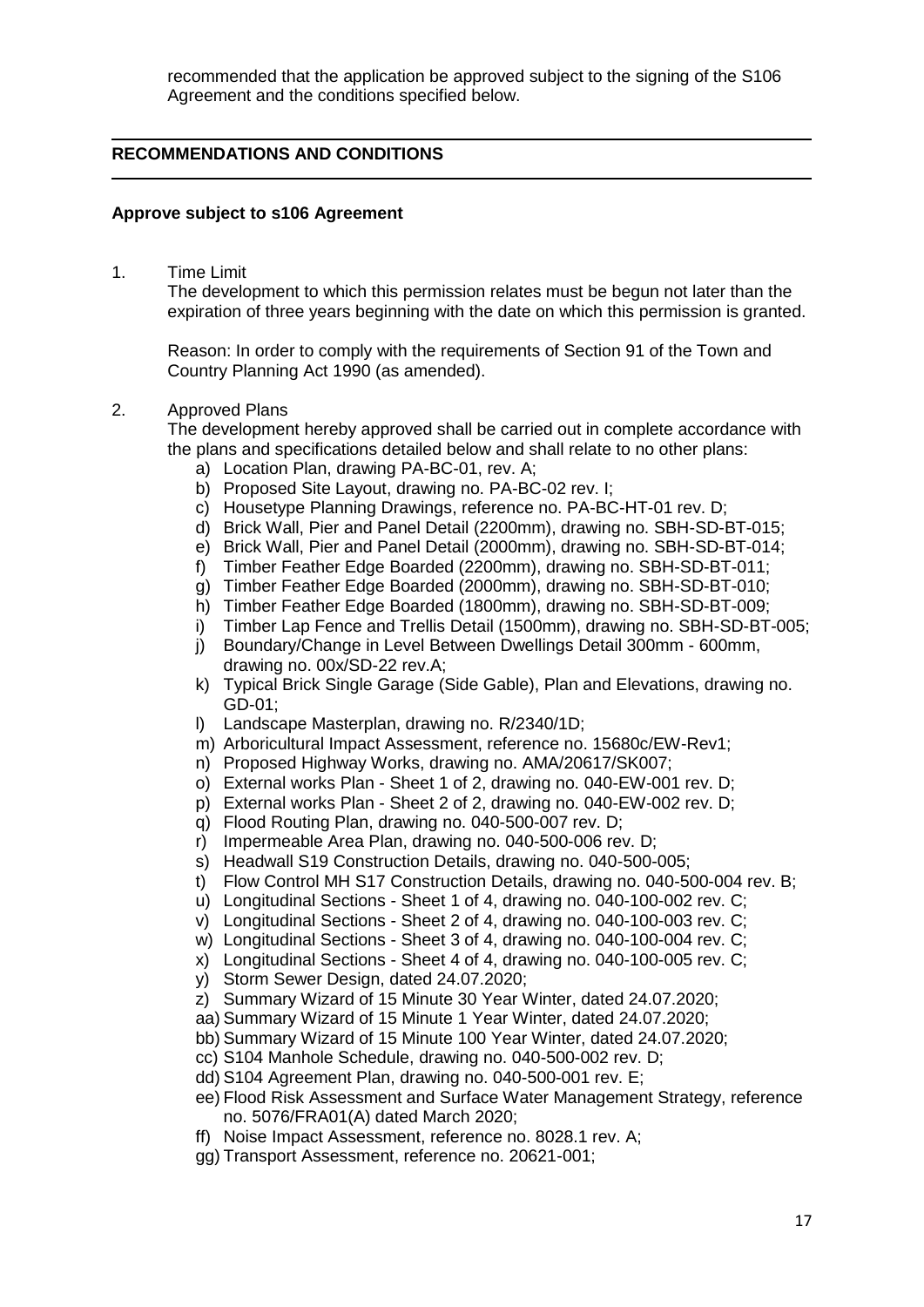recommended that the application be approved subject to the signing of the S106 Agreement and the conditions specified below.

## RECOMMENDATIONS AND CONDITIONS

**Approve subject to s106 Agreement**

1. Time Limit

   The development to which this permission relates must be begun not later than the expiration of three years beginning with the date on which this permission is granted.

   Reason: In order to comply with the requirements of Section 91 of the Town and Country Planning Act 1990 (as amended).

2. Approved Plans

   The development hereby approved shall be carried out in complete accordance with the plans and specifications detailed below and shall relate to no other plans:

   a) Location Plan, drawing PA-BC-01, rev. A;
   b) Proposed Site Layout, drawing no. PA-BC-02 rev. I;
   c) Housetype Planning Drawings, reference no. PA-BC-HT-01 rev. D;
   d) Brick Wall, Pier and Panel Detail (2200mm), drawing no. SBH-SD-BT-015;
   e) Brick Wall, Pier and Panel Detail (2000mm), drawing no. SBH-SD-BT-014;
   f) Timber Feather Edge Boarded (2200mm), drawing no. SBH-SD-BT-011;
   g) Timber Feather Edge Boarded (2000mm), drawing no. SBH-SD-BT-010;
   h) Timber Feather Edge Boarded (1800mm), drawing no. SBH-SD-BT-009;
   i) Timber Lap Fence and Trellis Detail (1500mm), drawing no. SBH-SD-BT-005;
   j) Boundary/Change in Level Between Dwellings Detail 300mm - 600mm, drawing no. 00x/SD-22 rev.A;
   k) Typical Brick Single Garage (Side Gable), Plan and Elevations, drawing no. GD-01;
   l) Landscape Masterplan, drawing no. R/2340/1D;
   m) Arboricultural Impact Assessment, reference no. 15680c/EW-Rev1;
   n) Proposed Highway Works, drawing no. AMA/20617/SK007;
   o) External works Plan - Sheet 1 of 2, drawing no. 040-EW-001 rev. D;
   p) External works Plan - Sheet 2 of 2, drawing no. 040-EW-002 rev. D;
   q) Flood Routing Plan, drawing no. 040-500-007 rev. D;
   r) Impermeable Area Plan, drawing no. 040-500-006 rev. D;
   s) Headwall S19 Construction Details, drawing no. 040-500-005;
   t) Flow Control MH S17 Construction Details, drawing no. 040-500-004 rev. B;
   u) Longitudinal Sections - Sheet 1 of 4, drawing no. 040-100-002 rev. C;
   v) Longitudinal Sections - Sheet 2 of 4, drawing no. 040-100-003 rev. C;
   w) Longitudinal Sections - Sheet 3 of 4, drawing no. 040-100-004 rev. C;
   x) Longitudinal Sections - Sheet 4 of 4, drawing no. 040-100-005 rev. C;
   y) Storm Sewer Design, dated 24.07.2020;
   z) Summary Wizard of 15 Minute 30 Year Winter, dated 24.07.2020;
   aa) Summary Wizard of 15 Minute 1 Year Winter, dated 24.07.2020;
   bb) Summary Wizard of 15 Minute 100 Year Winter, dated 24.07.2020;
   cc) S104 Manhole Schedule, drawing no. 040-500-002 rev. D;
   dd) S104 Agreement Plan, drawing no. 040-500-001 rev. E;
   ee) Flood Risk Assessment and Surface Water Management Strategy, reference no. 5076/FRA01(A) dated March 2020;
   ff) Noise Impact Assessment, reference no. 8028.1 rev. A;
   gg) Transport Assessment, reference no. 20621-001;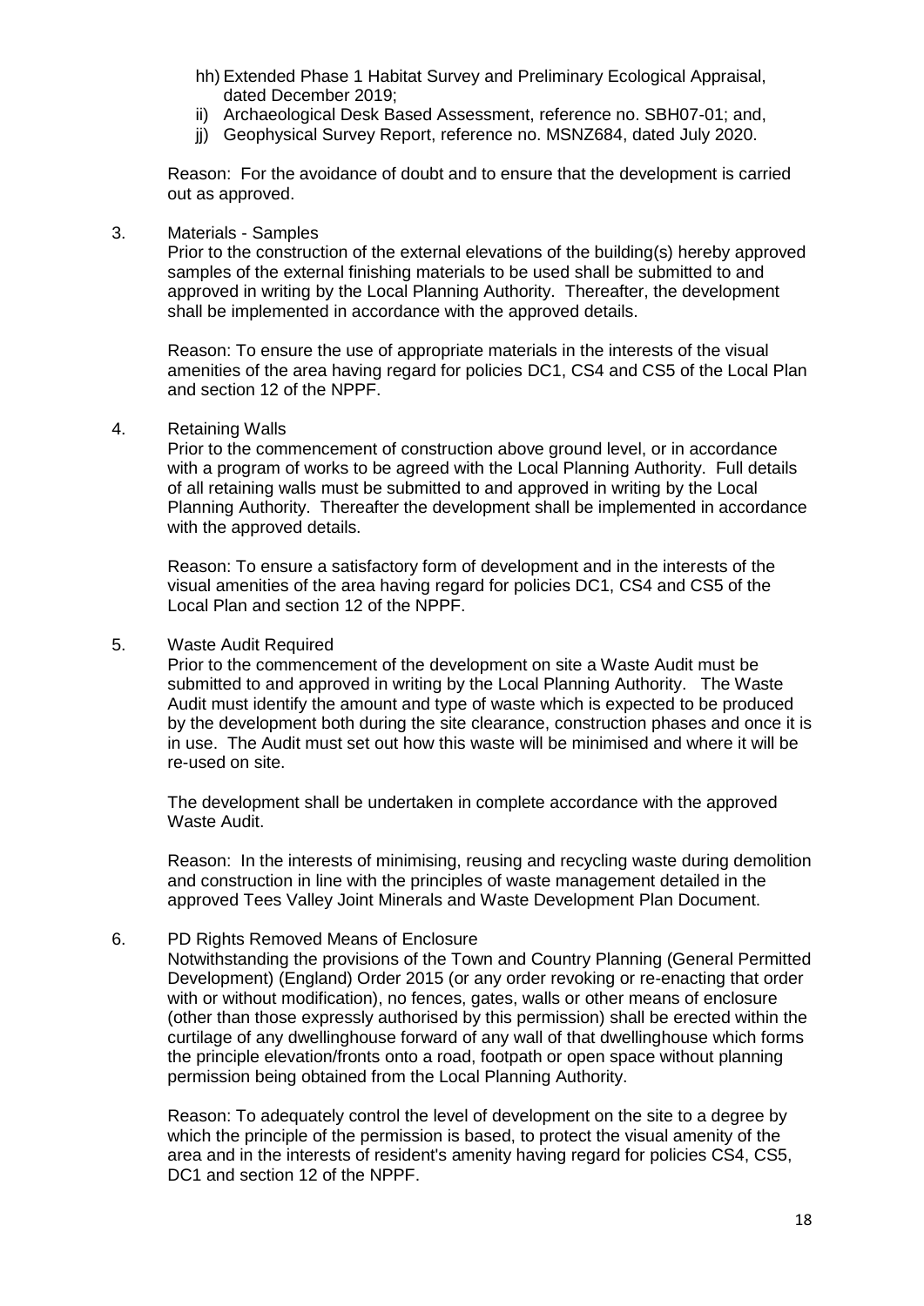hh) Extended Phase 1 Habitat Survey and Preliminary Ecological Appraisal, dated December 2019;
ii) Archaeological Desk Based Assessment, reference no. SBH07-01; and,
jj) Geophysical Survey Report, reference no. MSNZ684, dated July 2020.

Reason: For the avoidance of doubt and to ensure that the development is carried out as approved.

3. Materials - Samples

Prior to the construction of the external elevations of the building(s) hereby approved samples of the external finishing materials to be used shall be submitted to and approved in writing by the Local Planning Authority. Thereafter, the development shall be implemented in accordance with the approved details.

Reason: To ensure the use of appropriate materials in the interests of the visual amenities of the area having regard for policies DC1, CS4 and CS5 of the Local Plan and section 12 of the NPPF.

4. Retaining Walls

Prior to the commencement of construction above ground level, or in accordance with a program of works to be agreed with the Local Planning Authority. Full details of all retaining walls must be submitted to and approved in writing by the Local Planning Authority. Thereafter the development shall be implemented in accordance with the approved details.

Reason: To ensure a satisfactory form of development and in the interests of the visual amenities of the area having regard for policies DC1, CS4 and CS5 of the Local Plan and section 12 of the NPPF.

5. Waste Audit Required

Prior to the commencement of the development on site a Waste Audit must be submitted to and approved in writing by the Local Planning Authority. The Waste Audit must identify the amount and type of waste which is expected to be produced by the development both during the site clearance, construction phases and once it is in use. The Audit must set out how this waste will be minimised and where it will be re-used on site.

The development shall be undertaken in complete accordance with the approved Waste Audit.

Reason: In the interests of minimising, reusing and recycling waste during demolition and construction in line with the principles of waste management detailed in the approved Tees Valley Joint Minerals and Waste Development Plan Document.

6. PD Rights Removed Means of Enclosure

Notwithstanding the provisions of the Town and Country Planning (General Permitted Development) (England) Order 2015 (or any order revoking or re-enacting that order with or without modification), no fences, gates, walls or other means of enclosure (other than those expressly authorised by this permission) shall be erected within the curtilage of any dwellinghouse forward of any wall of that dwellinghouse which forms the principle elevation/fronts onto a road, footpath or open space without planning permission being obtained from the Local Planning Authority.

Reason: To adequately control the level of development on the site to a degree by which the principle of the permission is based, to protect the visual amenity of the area and in the interests of resident's amenity having regard for policies CS4, CS5, DC1 and section 12 of the NPPF.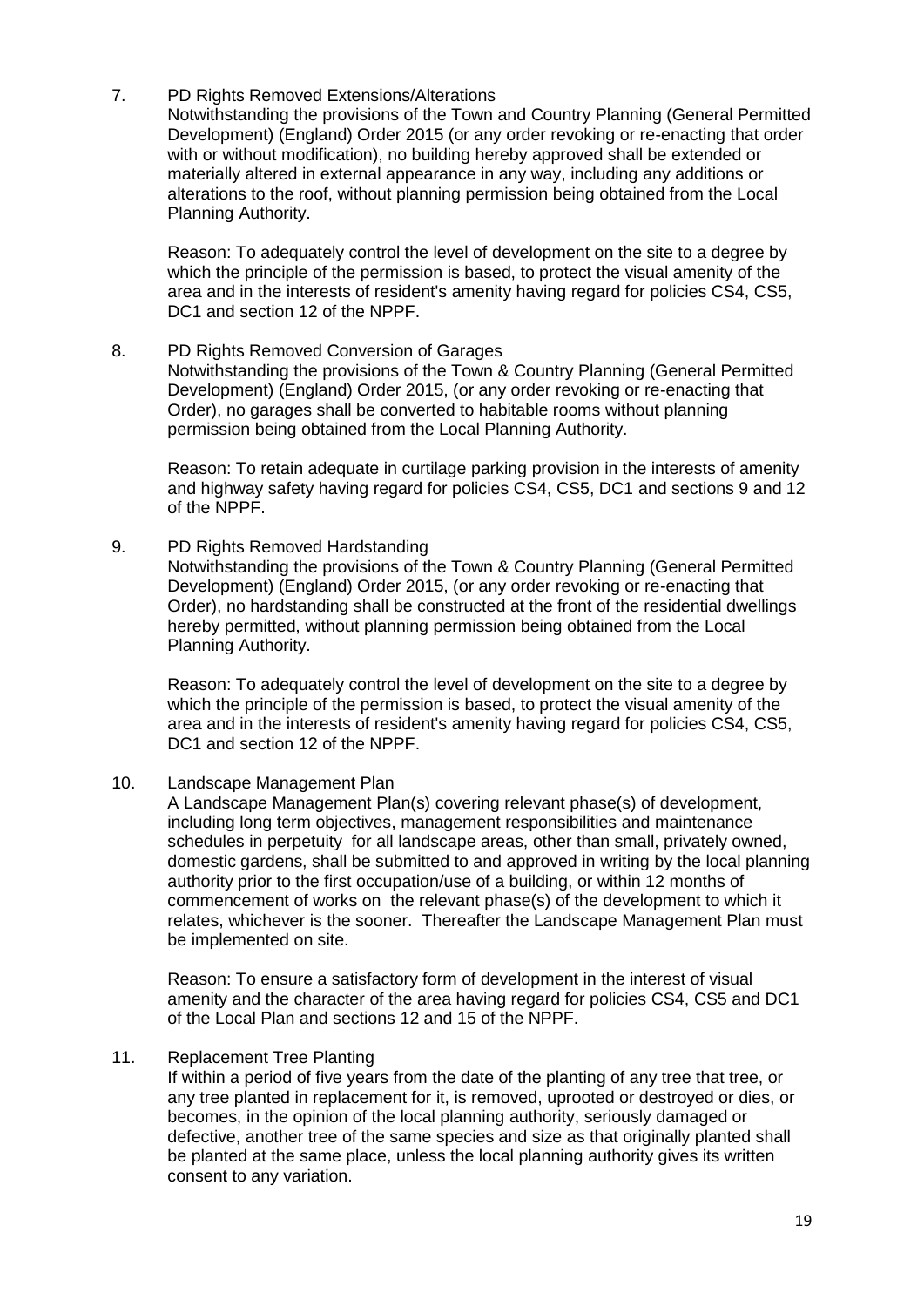7. PD Rights Removed Extensions/Alterations

   Notwithstanding the provisions of the Town and Country Planning (General Permitted Development) (England) Order 2015 (or any order revoking or re-enacting that order with or without modification), no building hereby approved shall be extended or materially altered in external appearance in any way, including any additions or alterations to the roof, without planning permission being obtained from the Local Planning Authority.

   Reason: To adequately control the level of development on the site to a degree by which the principle of the permission is based, to protect the visual amenity of the area and in the interests of resident's amenity having regard for policies CS4, CS5, DC1 and section 12 of the NPPF.

8. PD Rights Removed Conversion of Garages

   Notwithstanding the provisions of the Town & Country Planning (General Permitted Development) (England) Order 2015, (or any order revoking or re-enacting that Order), no garages shall be converted to habitable rooms without planning permission being obtained from the Local Planning Authority.

   Reason: To retain adequate in curtilage parking provision in the interests of amenity and highway safety having regard for policies CS4, CS5, DC1 and sections 9 and 12 of the NPPF.

9. PD Rights Removed Hardstanding

   Notwithstanding the provisions of the Town & Country Planning (General Permitted Development) (England) Order 2015, (or any order revoking or re-enacting that Order), no hardstanding shall be constructed at the front of the residential dwellings hereby permitted, without planning permission being obtained from the Local Planning Authority.

   Reason: To adequately control the level of development on the site to a degree by which the principle of the permission is based, to protect the visual amenity of the area and in the interests of resident's amenity having regard for policies CS4, CS5, DC1 and section 12 of the NPPF.

10. Landscape Management Plan

    A Landscape Management Plan(s) covering relevant phase(s) of development, including long term objectives, management responsibilities and maintenance schedules in perpetuity for all landscape areas, other than small, privately owned, domestic gardens, shall be submitted to and approved in writing by the local planning authority prior to the first occupation/use of a building, or within 12 months of commencement of works on the relevant phase(s) of the development to which it relates, whichever is the sooner. Thereafter the Landscape Management Plan must be implemented on site.

    Reason: To ensure a satisfactory form of development in the interest of visual amenity and the character of the area having regard for policies CS4, CS5 and DC1 of the Local Plan and sections 12 and 15 of the NPPF.

11. Replacement Tree Planting

    If within a period of five years from the date of the planting of any tree that tree, or any tree planted in replacement for it, is removed, uprooted or destroyed or dies, or becomes, in the opinion of the local planning authority, seriously damaged or defective, another tree of the same species and size as that originally planted shall be planted at the same place, unless the local planning authority gives its written consent to any variation.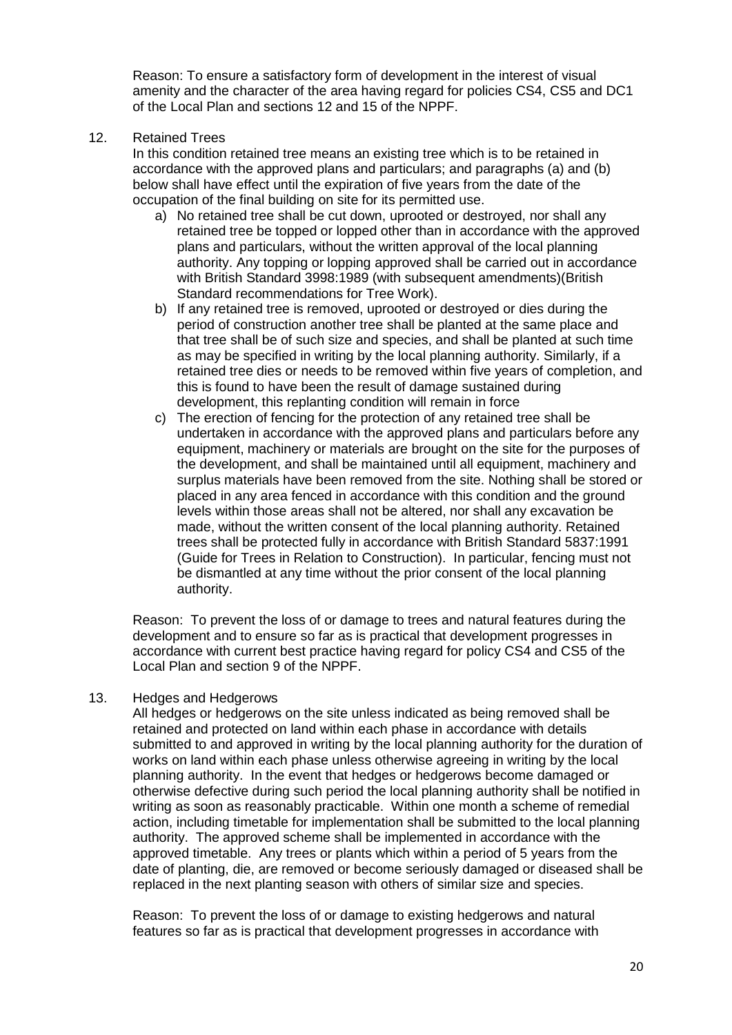Reason: To ensure a satisfactory form of development in the interest of visual amenity and the character of the area having regard for policies CS4, CS5 and DC1 of the Local Plan and sections 12 and 15 of the NPPF.

12. Retained Trees

In this condition retained tree means an existing tree which is to be retained in accordance with the approved plans and particulars; and paragraphs (a) and (b) below shall have effect until the expiration of five years from the date of the occupation of the final building on site for its permitted use.

a) No retained tree shall be cut down, uprooted or destroyed, nor shall any retained tree be topped or lopped other than in accordance with the approved plans and particulars, without the written approval of the local planning authority. Any topping or lopping approved shall be carried out in accordance with British Standard 3998:1989 (with subsequent amendments)(British Standard recommendations for Tree Work).

b) If any retained tree is removed, uprooted or destroyed or dies during the period of construction another tree shall be planted at the same place and that tree shall be of such size and species, and shall be planted at such time as may be specified in writing by the local planning authority. Similarly, if a retained tree dies or needs to be removed within five years of completion, and this is found to have been the result of damage sustained during development, this replanting condition will remain in force

c) The erection of fencing for the protection of any retained tree shall be undertaken in accordance with the approved plans and particulars before any equipment, machinery or materials are brought on the site for the purposes of the development, and shall be maintained until all equipment, machinery and surplus materials have been removed from the site. Nothing shall be stored or placed in any area fenced in accordance with this condition and the ground levels within those areas shall not be altered, nor shall any excavation be made, without the written consent of the local planning authority. Retained trees shall be protected fully in accordance with British Standard 5837:1991 (Guide for Trees in Relation to Construction). In particular, fencing must not be dismantled at any time without the prior consent of the local planning authority.

Reason: To prevent the loss of or damage to trees and natural features during the development and to ensure so far as is practical that development progresses in accordance with current best practice having regard for policy CS4 and CS5 of the Local Plan and section 9 of the NPPF.

13. Hedges and Hedgerows

All hedges or hedgerows on the site unless indicated as being removed shall be retained and protected on land within each phase in accordance with details submitted to and approved in writing by the local planning authority for the duration of works on land within each phase unless otherwise agreeing in writing by the local planning authority. In the event that hedges or hedgerows become damaged or otherwise defective during such period the local planning authority shall be notified in writing as soon as reasonably practicable. Within one month a scheme of remedial action, including timetable for implementation shall be submitted to the local planning authority. The approved scheme shall be implemented in accordance with the approved timetable. Any trees or plants which within a period of 5 years from the date of planting, die, are removed or become seriously damaged or diseased shall be replaced in the next planting season with others of similar size and species.

Reason: To prevent the loss of or damage to existing hedgerows and natural features so far as is practical that development progresses in accordance with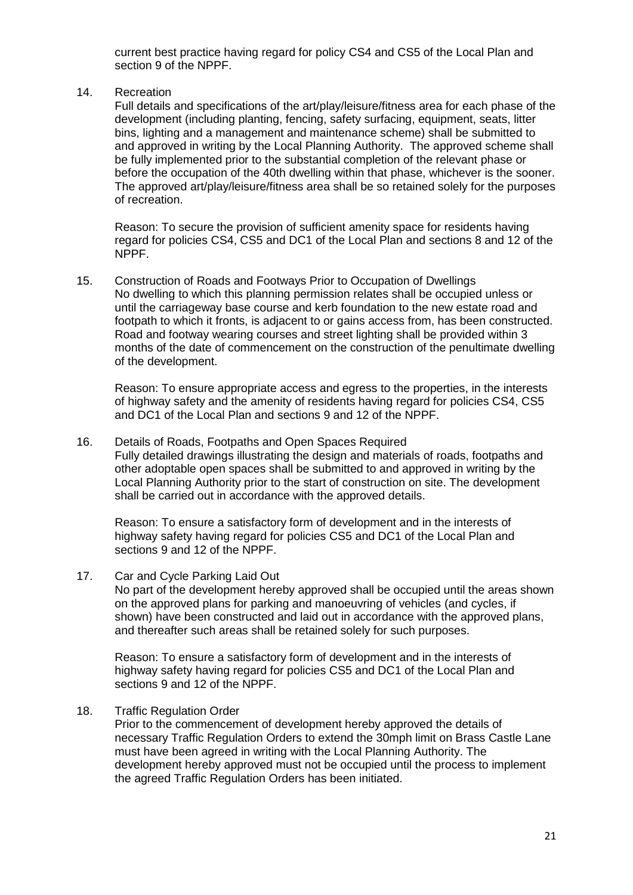current best practice having regard for policy CS4 and CS5 of the Local Plan and section 9 of the NPPF.

14. Recreation

    Full details and specifications of the art/play/leisure/fitness area for each phase of the development (including planting, fencing, safety surfacing, equipment, seats, litter bins, lighting and a management and maintenance scheme) shall be submitted to and approved in writing by the Local Planning Authority. The approved scheme shall be fully implemented prior to the substantial completion of the relevant phase or before the occupation of the 40th dwelling within that phase, whichever is the sooner. The approved art/play/leisure/fitness area shall be so retained solely for the purposes of recreation.

    Reason: To secure the provision of sufficient amenity space for residents having regard for policies CS4, CS5 and DC1 of the Local Plan and sections 8 and 12 of the NPPF.

15. Construction of Roads and Footways Prior to Occupation of Dwellings

    No dwelling to which this planning permission relates shall be occupied unless or until the carriageway base course and kerb foundation to the new estate road and footpath to which it fronts, is adjacent to or gains access from, has been constructed. Road and footway wearing courses and street lighting shall be provided within 3 months of the date of commencement on the construction of the penultimate dwelling of the development.

    Reason: To ensure appropriate access and egress to the properties, in the interests of highway safety and the amenity of residents having regard for policies CS4, CS5 and DC1 of the Local Plan and sections 9 and 12 of the NPPF.

16. Details of Roads, Footpaths and Open Spaces Required

    Fully detailed drawings illustrating the design and materials of roads, footpaths and other adoptable open spaces shall be submitted to and approved in writing by the Local Planning Authority prior to the start of construction on site. The development shall be carried out in accordance with the approved details.

    Reason: To ensure a satisfactory form of development and in the interests of highway safety having regard for policies CS5 and DC1 of the Local Plan and sections 9 and 12 of the NPPF.

17. Car and Cycle Parking Laid Out

    No part of the development hereby approved shall be occupied until the areas shown on the approved plans for parking and manoeuvring of vehicles (and cycles, if shown) have been constructed and laid out in accordance with the approved plans, and thereafter such areas shall be retained solely for such purposes.

    Reason: To ensure a satisfactory form of development and in the interests of highway safety having regard for policies CS5 and DC1 of the Local Plan and sections 9 and 12 of the NPPF.

18. Traffic Regulation Order

    Prior to the commencement of development hereby approved the details of necessary Traffic Regulation Orders to extend the 30mph limit on Brass Castle Lane must have been agreed in writing with the Local Planning Authority. The development hereby approved must not be occupied until the process to implement the agreed Traffic Regulation Orders has been initiated.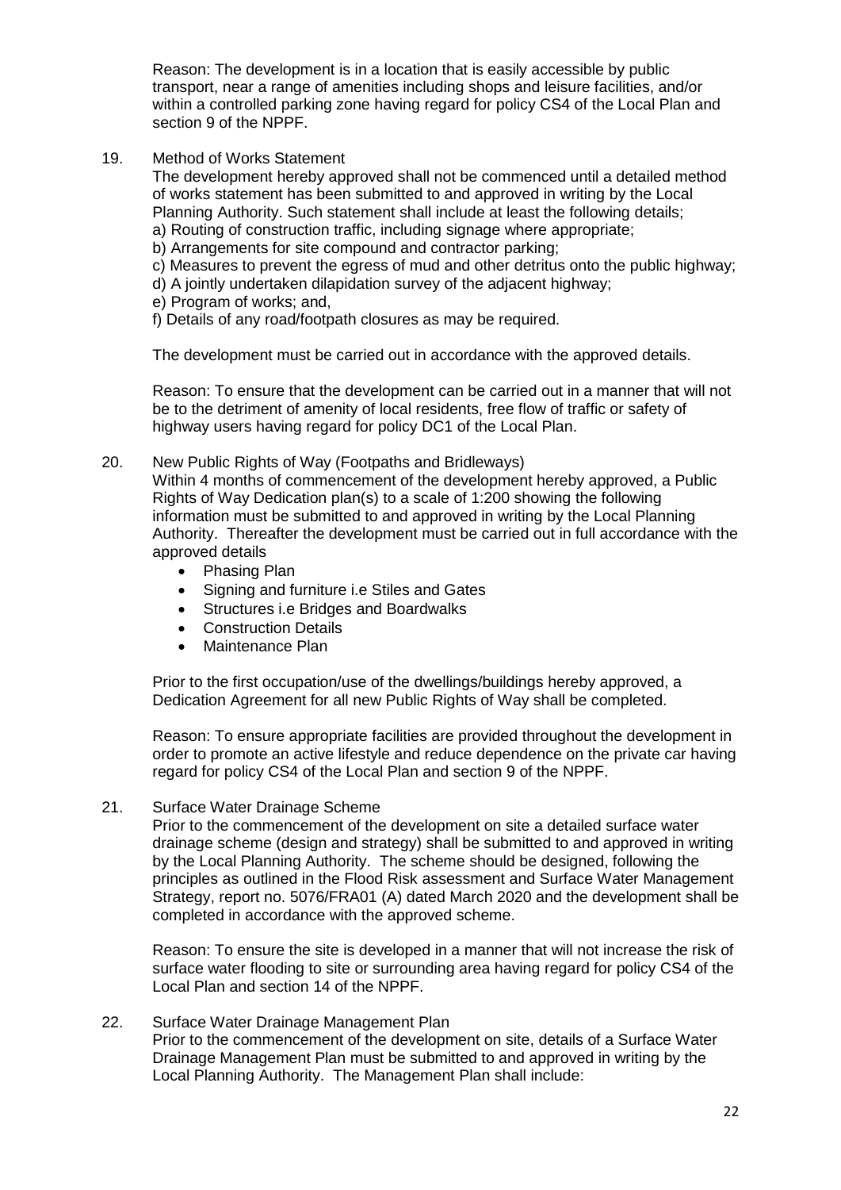Reason: The development is in a location that is easily accessible by public transport, near a range of amenities including shops and leisure facilities, and/or within a controlled parking zone having regard for policy CS4 of the Local Plan and section 9 of the NPPF.

19. Method of Works Statement

The development hereby approved shall not be commenced until a detailed method of works statement has been submitted to and approved in writing by the Local Planning Authority. Such statement shall include at least the following details;

a) Routing of construction traffic, including signage where appropriate;
b) Arrangements for site compound and contractor parking;
c) Measures to prevent the egress of mud and other detritus onto the public highway;
d) A jointly undertaken dilapidation survey of the adjacent highway;
e) Program of works; and,
f) Details of any road/footpath closures as may be required.

The development must be carried out in accordance with the approved details.

Reason: To ensure that the development can be carried out in a manner that will not be to the detriment of amenity of local residents, free flow of traffic or safety of highway users having regard for policy DC1 of the Local Plan.

20. New Public Rights of Way (Footpaths and Bridleways)

Within 4 months of commencement of the development hereby approved, a Public Rights of Way Dedication plan(s) to a scale of 1:200 showing the following information must be submitted to and approved in writing by the Local Planning Authority. Thereafter the development must be carried out in full accordance with the approved details

- Phasing Plan
- Signing and furniture i.e Stiles and Gates
- Structures i.e Bridges and Boardwalks
- Construction Details
- Maintenance Plan

Prior to the first occupation/use of the dwellings/buildings hereby approved, a Dedication Agreement for all new Public Rights of Way shall be completed.

Reason: To ensure appropriate facilities are provided throughout the development in order to promote an active lifestyle and reduce dependence on the private car having regard for policy CS4 of the Local Plan and section 9 of the NPPF.

21. Surface Water Drainage Scheme

Prior to the commencement of the development on site a detailed surface water drainage scheme (design and strategy) shall be submitted to and approved in writing by the Local Planning Authority. The scheme should be designed, following the principles as outlined in the Flood Risk assessment and Surface Water Management Strategy, report no. 5076/FRA01 (A) dated March 2020 and the development shall be completed in accordance with the approved scheme.

Reason: To ensure the site is developed in a manner that will not increase the risk of surface water flooding to site or surrounding area having regard for policy CS4 of the Local Plan and section 14 of the NPPF.

22. Surface Water Drainage Management Plan

Prior to the commencement of the development on site, details of a Surface Water Drainage Management Plan must be submitted to and approved in writing by the Local Planning Authority. The Management Plan shall include: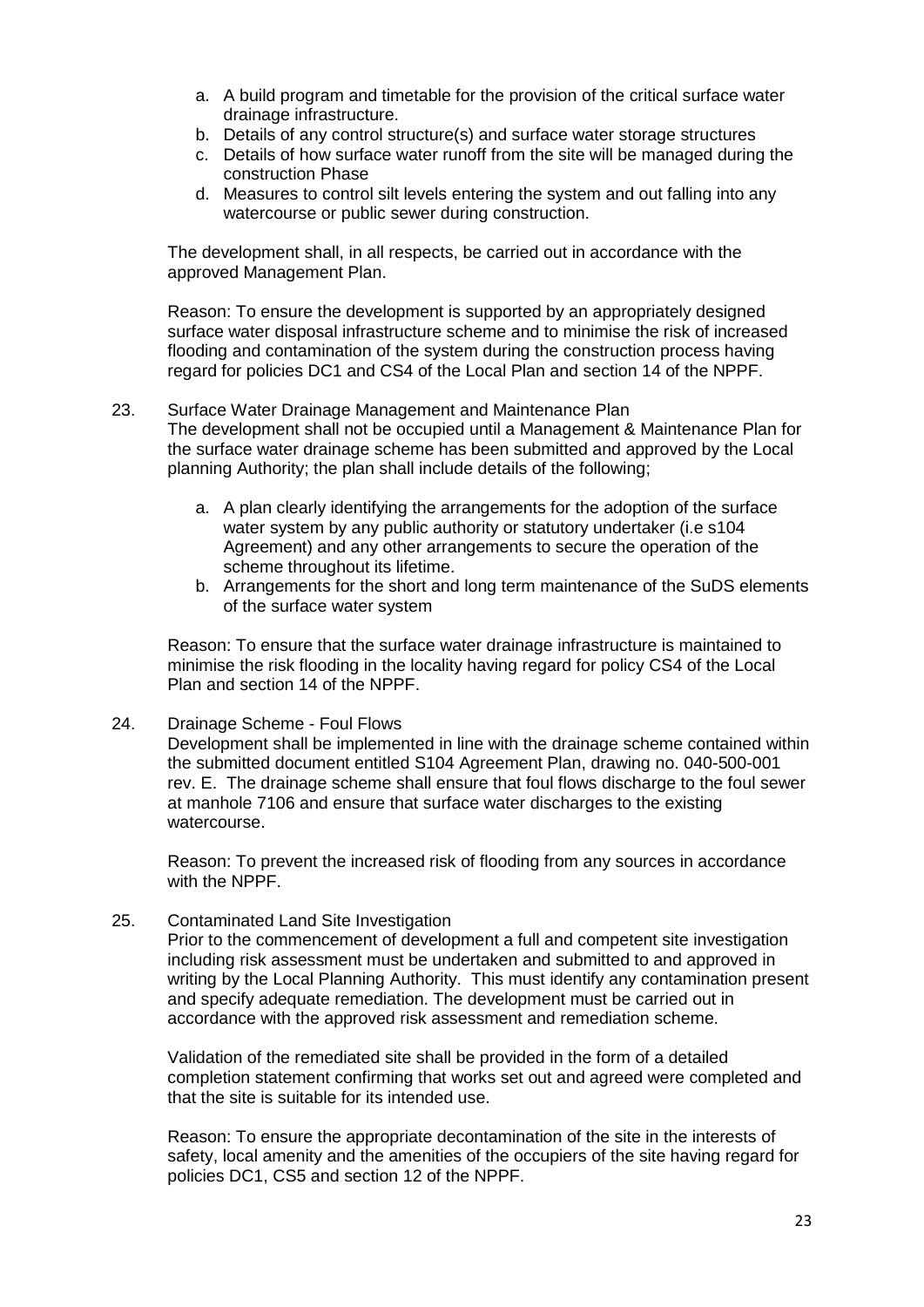a. A build program and timetable for the provision of the critical surface water drainage infrastructure.
b. Details of any control structure(s) and surface water storage structures
c. Details of how surface water runoff from the site will be managed during the construction Phase
d. Measures to control silt levels entering the system and out falling into any watercourse or public sewer during construction.

The development shall, in all respects, be carried out in accordance with the approved Management Plan.

Reason: To ensure the development is supported by an appropriately designed surface water disposal infrastructure scheme and to minimise the risk of increased flooding and contamination of the system during the construction process having regard for policies DC1 and CS4 of the Local Plan and section 14 of the NPPF.

23. Surface Water Drainage Management and Maintenance Plan
The development shall not be occupied until a Management & Maintenance Plan for the surface water drainage scheme has been submitted and approved by the Local planning Authority; the plan shall include details of the following;

    a. A plan clearly identifying the arrangements for the adoption of the surface water system by any public authority or statutory undertaker (i.e s104 Agreement) and any other arrangements to secure the operation of the scheme throughout its lifetime.
    b. Arrangements for the short and long term maintenance of the SuDS elements of the surface water system

    Reason: To ensure that the surface water drainage infrastructure is maintained to minimise the risk flooding in the locality having regard for policy CS4 of the Local Plan and section 14 of the NPPF.

24. Drainage Scheme - Foul Flows
Development shall be implemented in line with the drainage scheme contained within the submitted document entitled S104 Agreement Plan, drawing no. 040-500-001 rev. E. The drainage scheme shall ensure that foul flows discharge to the foul sewer at manhole 7106 and ensure that surface water discharges to the existing watercourse.

    Reason: To prevent the increased risk of flooding from any sources in accordance with the NPPF.

25. Contaminated Land Site Investigation
Prior to the commencement of development a full and competent site investigation including risk assessment must be undertaken and submitted to and approved in writing by the Local Planning Authority. This must identify any contamination present and specify adequate remediation. The development must be carried out in accordance with the approved risk assessment and remediation scheme.

    Validation of the remediated site shall be provided in the form of a detailed completion statement confirming that works set out and agreed were completed and that the site is suitable for its intended use.

    Reason: To ensure the appropriate decontamination of the site in the interests of safety, local amenity and the amenities of the occupiers of the site having regard for policies DC1, CS5 and section 12 of the NPPF.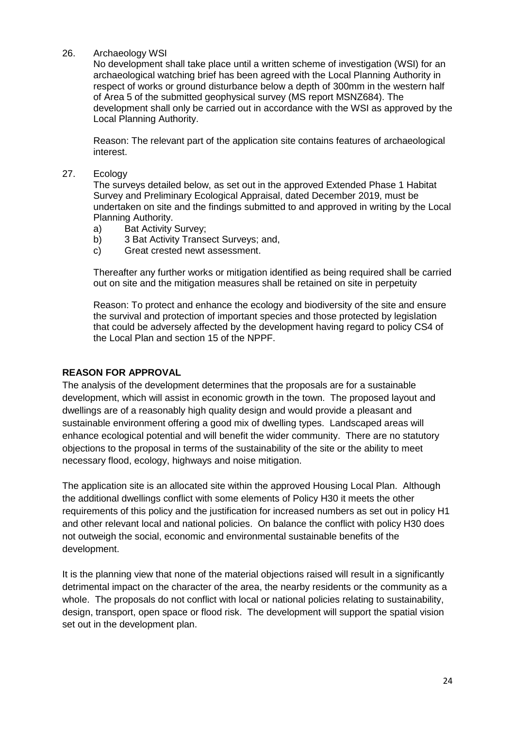26. Archaeology WSI

    No development shall take place until a written scheme of investigation (WSI) for an archaeological watching brief has been agreed with the Local Planning Authority in respect of works or ground disturbance below a depth of 300mm in the western half of Area 5 of the submitted geophysical survey (MS report MSNZ684). The development shall only be carried out in accordance with the WSI as approved by the Local Planning Authority.

    Reason: The relevant part of the application site contains features of archaeological interest.

27. Ecology

    The surveys detailed below, as set out in the approved Extended Phase 1 Habitat Survey and Preliminary Ecological Appraisal, dated December 2019, must be undertaken on site and the findings submitted to and approved in writing by the Local Planning Authority.

    a) Bat Activity Survey;
    b) 3 Bat Activity Transect Surveys; and,
    c) Great crested newt assessment.

    Thereafter any further works or mitigation identified as being required shall be carried out on site and the mitigation measures shall be retained on site in perpetuity

    Reason: To protect and enhance the ecology and biodiversity of the site and ensure the survival and protection of important species and those protected by legislation that could be adversely affected by the development having regard to policy CS4 of the Local Plan and section 15 of the NPPF.

**REASON FOR APPROVAL**

The analysis of the development determines that the proposals are for a sustainable development, which will assist in economic growth in the town. The proposed layout and dwellings are of a reasonably high quality design and would provide a pleasant and sustainable environment offering a good mix of dwelling types. Landscaped areas will enhance ecological potential and will benefit the wider community. There are no statutory objections to the proposal in terms of the sustainability of the site or the ability to meet necessary flood, ecology, highways and noise mitigation.

The application site is an allocated site within the approved Housing Local Plan. Although the additional dwellings conflict with some elements of Policy H30 it meets the other requirements of this policy and the justification for increased numbers as set out in policy H1 and other relevant local and national policies. On balance the conflict with policy H30 does not outweigh the social, economic and environmental sustainable benefits of the development.

It is the planning view that none of the material objections raised will result in a significantly detrimental impact on the character of the area, the nearby residents or the community as a whole. The proposals do not conflict with local or national policies relating to sustainability, design, transport, open space or flood risk. The development will support the spatial vision set out in the development plan.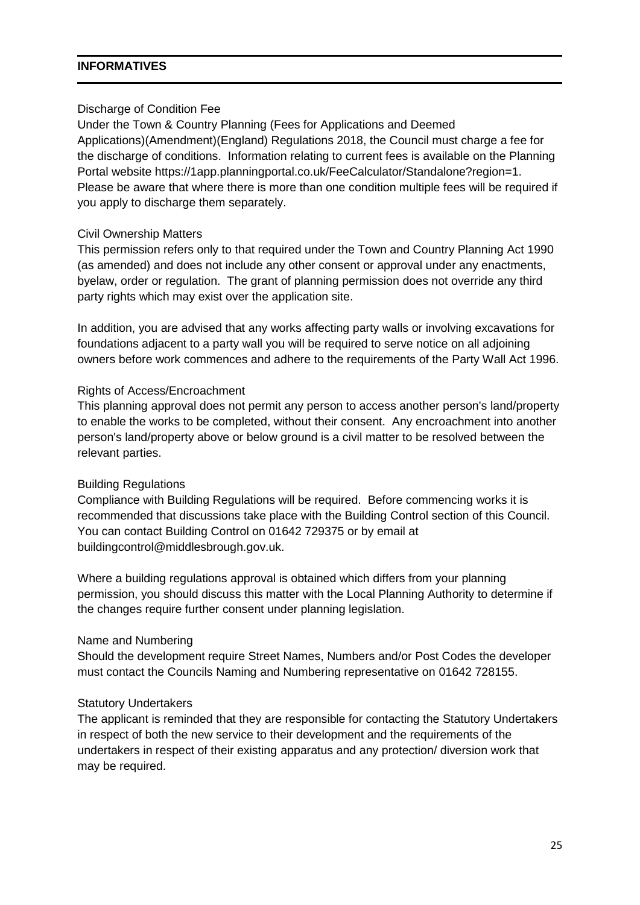## INFORMATIVES

Discharge of Condition Fee
Under the Town & Country Planning (Fees for Applications and Deemed Applications)(Amendment)(England) Regulations 2018, the Council must charge a fee for the discharge of conditions. Information relating to current fees is available on the Planning Portal website https://1app.planningportal.co.uk/FeeCalculator/Standalone?region=1. Please be aware that where there is more than one condition multiple fees will be required if you apply to discharge them separately.

Civil Ownership Matters
This permission refers only to that required under the Town and Country Planning Act 1990 (as amended) and does not include any other consent or approval under any enactments, byelaw, order or regulation. The grant of planning permission does not override any third party rights which may exist over the application site.

In addition, you are advised that any works affecting party walls or involving excavations for foundations adjacent to a party wall you will be required to serve notice on all adjoining owners before work commences and adhere to the requirements of the Party Wall Act 1996.

Rights of Access/Encroachment
This planning approval does not permit any person to access another person's land/property to enable the works to be completed, without their consent. Any encroachment into another person's land/property above or below ground is a civil matter to be resolved between the relevant parties.

Building Regulations
Compliance with Building Regulations will be required. Before commencing works it is recommended that discussions take place with the Building Control section of this Council. You can contact Building Control on 01642 729375 or by email at buildingcontrol@middlesbrough.gov.uk.

Where a building regulations approval is obtained which differs from your planning permission, you should discuss this matter with the Local Planning Authority to determine if the changes require further consent under planning legislation.

Name and Numbering
Should the development require Street Names, Numbers and/or Post Codes the developer must contact the Councils Naming and Numbering representative on 01642 728155.

Statutory Undertakers
The applicant is reminded that they are responsible for contacting the Statutory Undertakers in respect of both the new service to their development and the requirements of the undertakers in respect of their existing apparatus and any protection/ diversion work that may be required.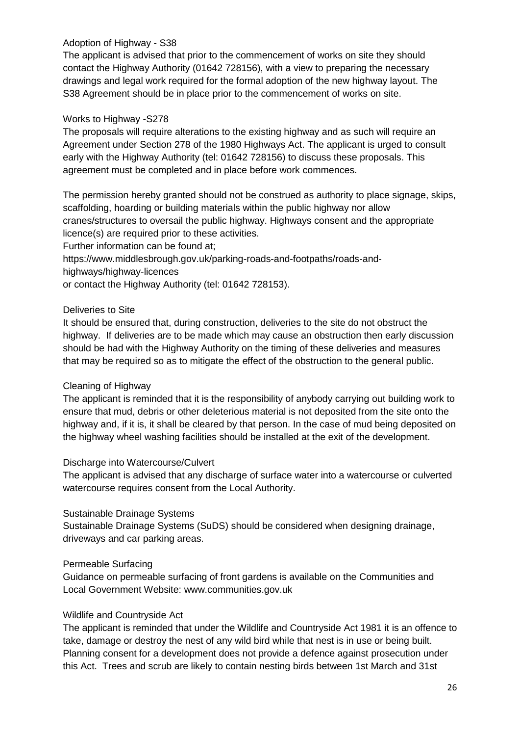Adoption of Highway - S38

The applicant is advised that prior to the commencement of works on site they should contact the Highway Authority (01642 728156), with a view to preparing the necessary drawings and legal work required for the formal adoption of the new highway layout. The S38 Agreement should be in place prior to the commencement of works on site.

Works to Highway -S278

The proposals will require alterations to the existing highway and as such will require an Agreement under Section 278 of the 1980 Highways Act. The applicant is urged to consult early with the Highway Authority (tel: 01642 728156) to discuss these proposals. This agreement must be completed and in place before work commences.

The permission hereby granted should not be construed as authority to place signage, skips, scaffolding, hoarding or building materials within the public highway nor allow cranes/structures to oversail the public highway. Highways consent and the appropriate licence(s) are required prior to these activities.
Further information can be found at;
https://www.middlesbrough.gov.uk/parking-roads-and-footpaths/roads-and-highways/highway-licences
or contact the Highway Authority (tel: 01642 728153).

Deliveries to Site

It should be ensured that, during construction, deliveries to the site do not obstruct the highway. If deliveries are to be made which may cause an obstruction then early discussion should be had with the Highway Authority on the timing of these deliveries and measures that may be required so as to mitigate the effect of the obstruction to the general public.

Cleaning of Highway

The applicant is reminded that it is the responsibility of anybody carrying out building work to ensure that mud, debris or other deleterious material is not deposited from the site onto the highway and, if it is, it shall be cleared by that person. In the case of mud being deposited on the highway wheel washing facilities should be installed at the exit of the development.

Discharge into Watercourse/Culvert

The applicant is advised that any discharge of surface water into a watercourse or culverted watercourse requires consent from the Local Authority.

Sustainable Drainage Systems

Sustainable Drainage Systems (SuDS) should be considered when designing drainage, driveways and car parking areas.

Permeable Surfacing

Guidance on permeable surfacing of front gardens is available on the Communities and Local Government Website: www.communities.gov.uk

Wildlife and Countryside Act

The applicant is reminded that under the Wildlife and Countryside Act 1981 it is an offence to take, damage or destroy the nest of any wild bird while that nest is in use or being built. Planning consent for a development does not provide a defence against prosecution under this Act. Trees and scrub are likely to contain nesting birds between 1st March and 31st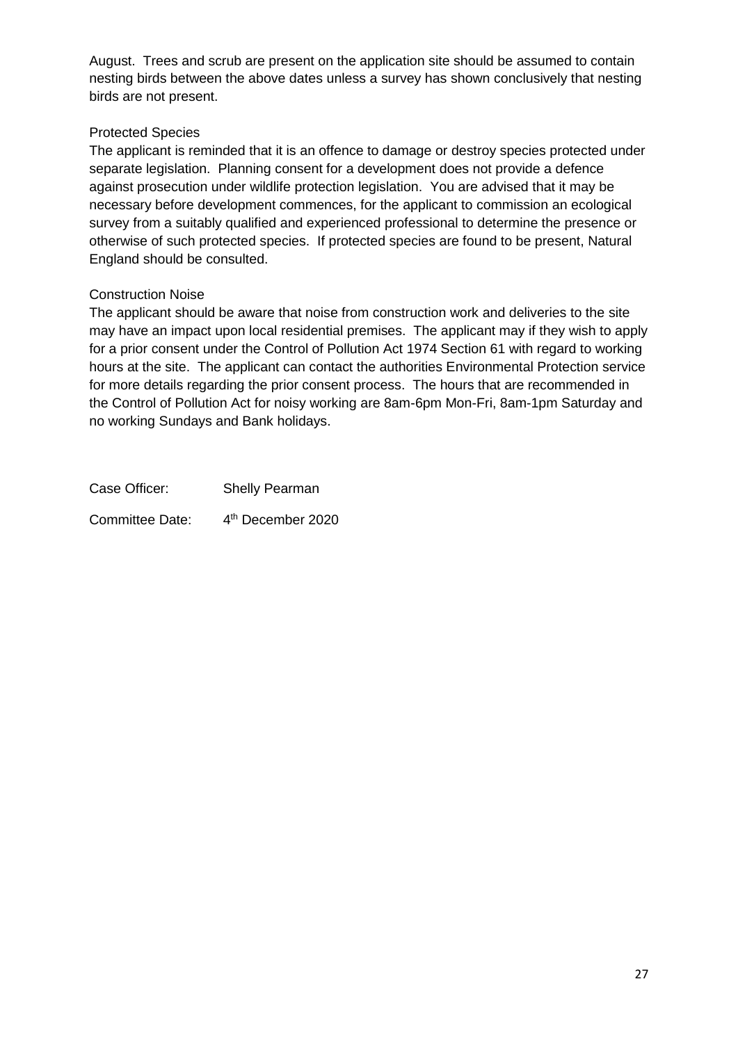August. Trees and scrub are present on the application site should be assumed to contain nesting birds between the above dates unless a survey has shown conclusively that nesting birds are not present.

Protected Species

The applicant is reminded that it is an offence to damage or destroy species protected under separate legislation. Planning consent for a development does not provide a defence against prosecution under wildlife protection legislation. You are advised that it may be necessary before development commences, for the applicant to commission an ecological survey from a suitably qualified and experienced professional to determine the presence or otherwise of such protected species. If protected species are found to be present, Natural England should be consulted.

Construction Noise

The applicant should be aware that noise from construction work and deliveries to the site may have an impact upon local residential premises. The applicant may if they wish to apply for a prior consent under the Control of Pollution Act 1974 Section 61 with regard to working hours at the site. The applicant can contact the authorities Environmental Protection service for more details regarding the prior consent process. The hours that are recommended in the Control of Pollution Act for noisy working are 8am-6pm Mon-Fri, 8am-1pm Saturday and no working Sundays and Bank holidays.

Case Officer: Shelly Pearman

Committee Date: 4th December 2020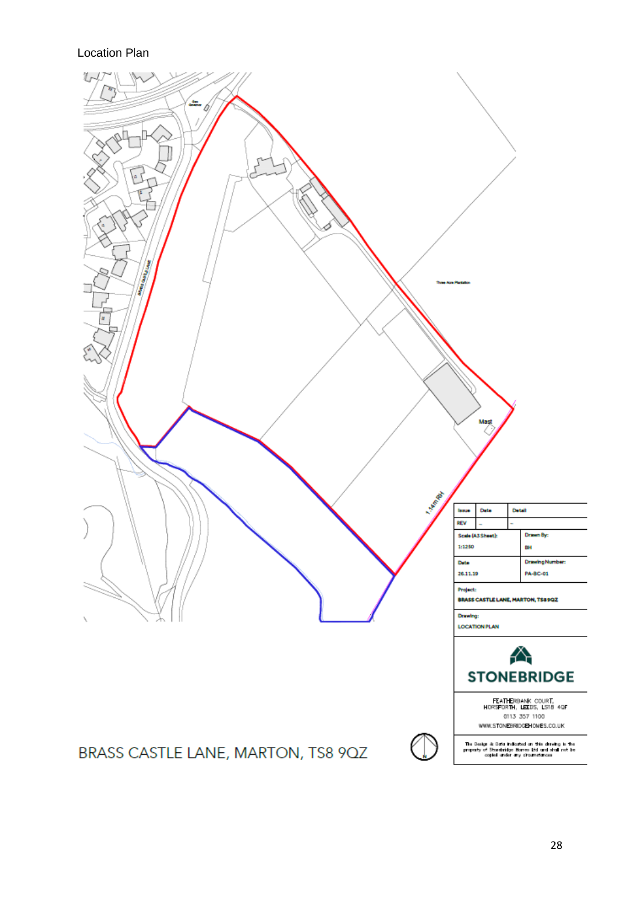Location Plan

Brass Castle Lane

Gas Governor

Three Acre Plantation

Mast

1.14m RH

| Issue | Date | Detail |
| --- | --- | --- |
| REV | -- | -- |

| | |
| --- | --- |
| Scale (A3 Sheet): 1:1250 | Drawn By: BH |
| Date: 26.11.19 | Drawing Number: PA-BC-01 |

Project:
BRASS CASTLE LANE, MARTON, TS8 9QZ

Drawing:
LOCATION PLAN

STONEBRIDGE

FEATHERBANK COURT,
HORSFORTH, LEEDS, LS18 4QF
0113 357 1100
WWW.STONEBRIDGEHOMES.CO.UK

The Design & Data indicated on this drawing is the property of Stonebridge Homes Ltd and shall not be copied under any circumstances

BRASS CASTLE LANE, MARTON, TS8 9QZ

N